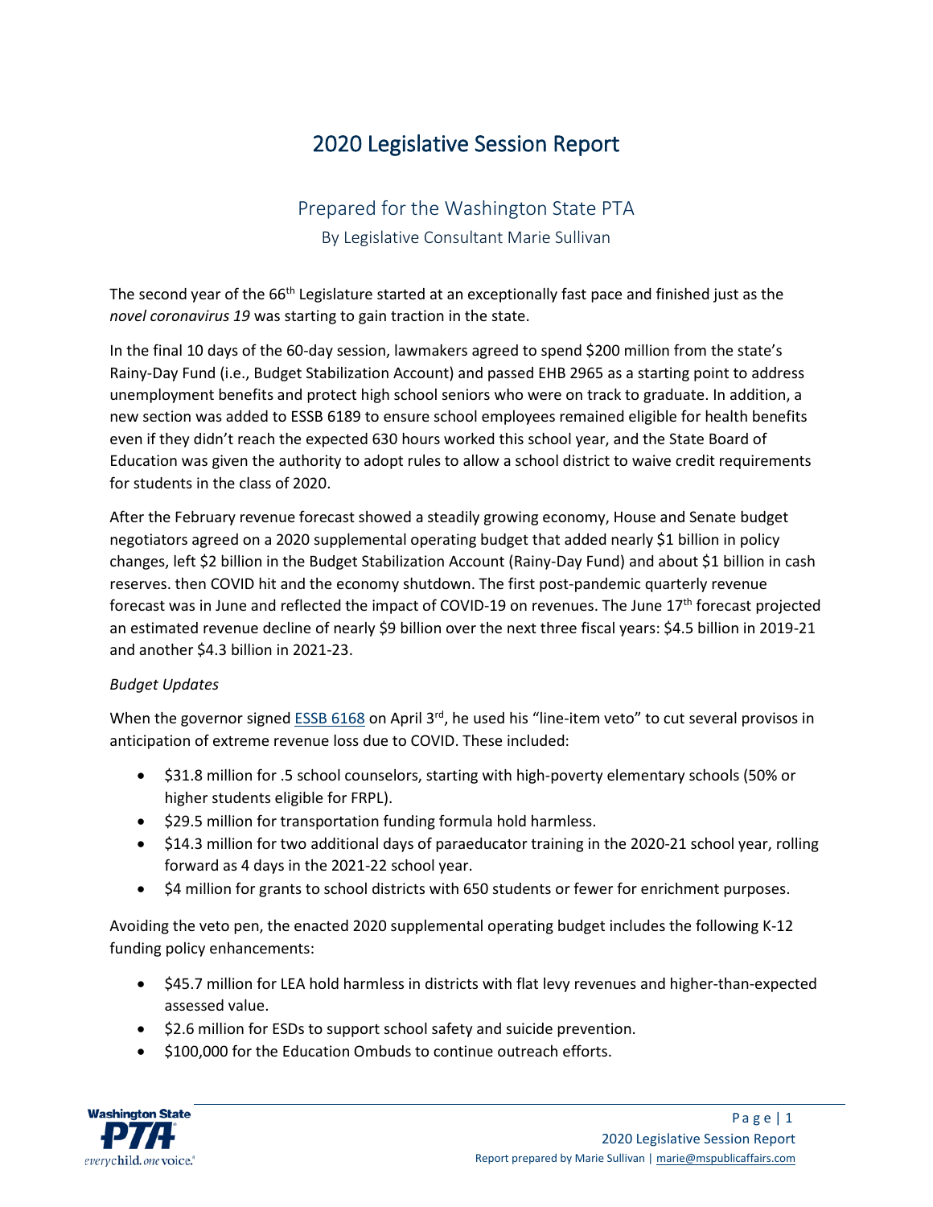# 2020 Legislative Session Report

## Prepared for the Washington State PTA

By Legislative Consultant Marie Sullivan

The second year of the 66th Legislature started at an exceptionally fast pace and finished just as the *novel coronavirus 19* was starting to gain traction in the state.

In the final 10 days of the 60-day session, lawmakers agreed to spend $200 million from the state's Rainy-Day Fund (i.e., Budget Stabilization Account) and passed EHB 2965 as a starting point to address unemployment benefits and protect high school seniors who were on track to graduate. In addition, a new section was added to ESSB 6189 to ensure school employees remained eligible for health benefits even if they didn't reach the expected 630 hours worked this school year, and the State Board of Education was given the authority to adopt rules to allow a school district to waive credit requirements for students in the class of 2020.

After the February revenue forecast showed a steadily growing economy, House and Senate budget negotiators agreed on a 2020 supplemental operating budget that added nearly $1 billion in policy changes, left $2 billion in the Budget Stabilization Account (Rainy-Day Fund) and about $1 billion in cash reserves. then COVID hit and the economy shutdown. The first post-pandemic quarterly revenue forecast was in June and reflected the impact of COVID-19 on revenues. The June 17th forecast projected an estimated revenue decline of nearly $9 billion over the next three fiscal years: $4.5 billion in 2019-21 and another $4.3 billion in 2021-23.

*Budget Updates*

When the governor signed ESSB 6168 on April 3rd, he used his "line-item veto" to cut several provisos in anticipation of extreme revenue loss due to COVID. These included:

- $31.8 million for .5 school counselors, starting with high-poverty elementary schools (50% or higher students eligible for FRPL).
- $29.5 million for transportation funding formula hold harmless.
- $14.3 million for two additional days of paraeducator training in the 2020-21 school year, rolling forward as 4 days in the 2021-22 school year.
- $4 million for grants to school districts with 650 students or fewer for enrichment purposes.

Avoiding the veto pen, the enacted 2020 supplemental operating budget includes the following K-12 funding policy enhancements:

- $45.7 million for LEA hold harmless in districts with flat levy revenues and higher-than-expected assessed value.
- $2.6 million for ESDs to support school safety and suicide prevention.
- $100,000 for the Education Ombuds to continue outreach efforts.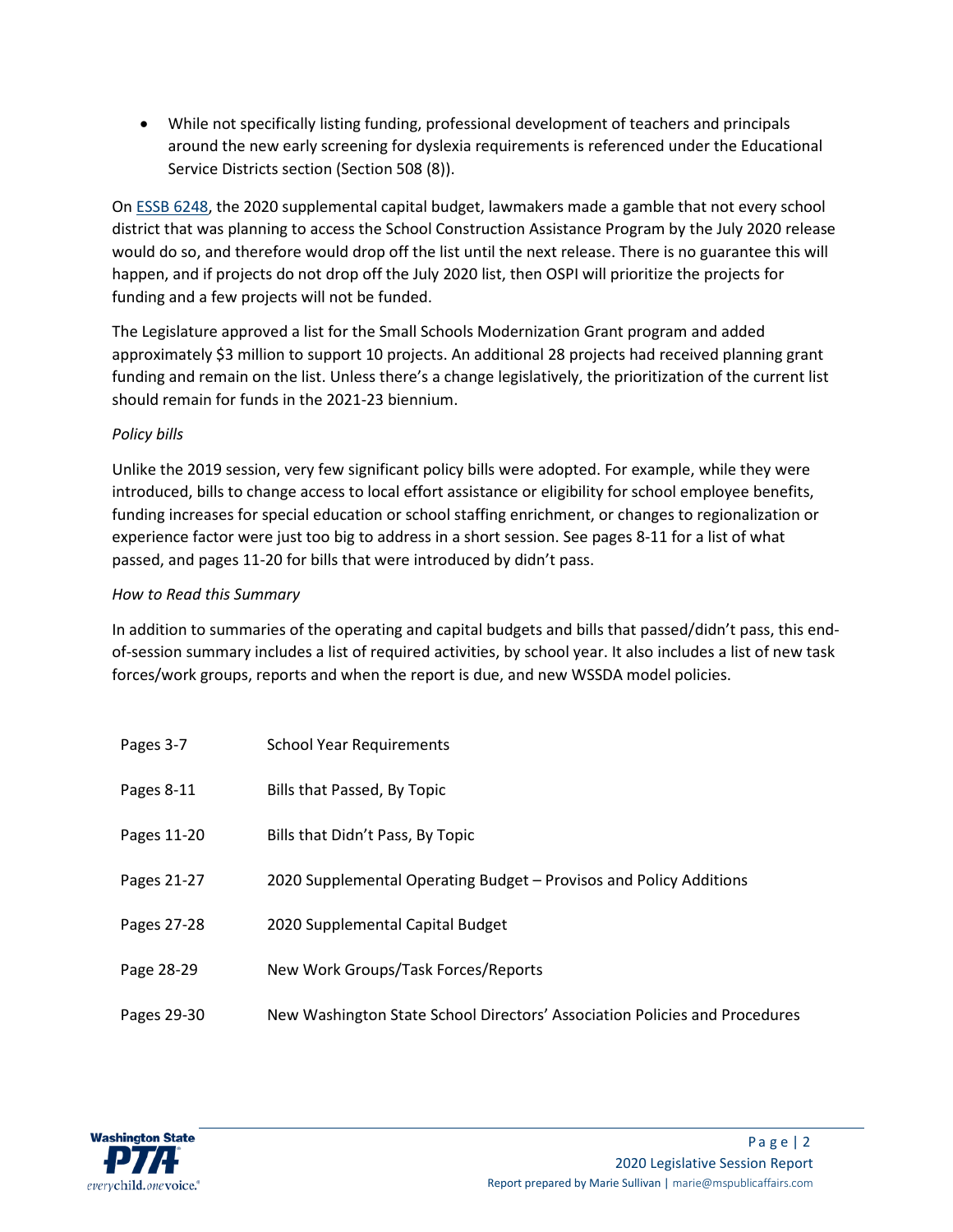- While not specifically listing funding, professional development of teachers and principals around the new early screening for dyslexia requirements is referenced under the Educational Service Districts section (Section 508 (8)).

On ESSB 6248, the 2020 supplemental capital budget, lawmakers made a gamble that not every school district that was planning to access the School Construction Assistance Program by the July 2020 release would do so, and therefore would drop off the list until the next release. There is no guarantee this will happen, and if projects do not drop off the July 2020 list, then OSPI will prioritize the projects for funding and a few projects will not be funded.

The Legislature approved a list for the Small Schools Modernization Grant program and added approximately $3 million to support 10 projects. An additional 28 projects had received planning grant funding and remain on the list. Unless there's a change legislatively, the prioritization of the current list should remain for funds in the 2021-23 biennium.

*Policy bills*

Unlike the 2019 session, very few significant policy bills were adopted. For example, while they were introduced, bills to change access to local effort assistance or eligibility for school employee benefits, funding increases for special education or school staffing enrichment, or changes to regionalization or experience factor were just too big to address in a short session. See pages 8-11 for a list of what passed, and pages 11-20 for bills that were introduced by didn't pass.

*How to Read this Summary*

In addition to summaries of the operating and capital budgets and bills that passed/didn't pass, this end-of-session summary includes a list of required activities, by school year. It also includes a list of new task forces/work groups, reports and when the report is due, and new WSSDA model policies.

| | |
|---|---|
| Pages 3-7 | School Year Requirements |
| Pages 8-11 | Bills that Passed, By Topic |
| Pages 11-20 | Bills that Didn't Pass, By Topic |
| Pages 21-27 | 2020 Supplemental Operating Budget – Provisos and Policy Additions |
| Pages 27-28 | 2020 Supplemental Capital Budget |
| Page 28-29 | New Work Groups/Task Forces/Reports |
| Pages 29-30 | New Washington State School Directors' Association Policies and Procedures |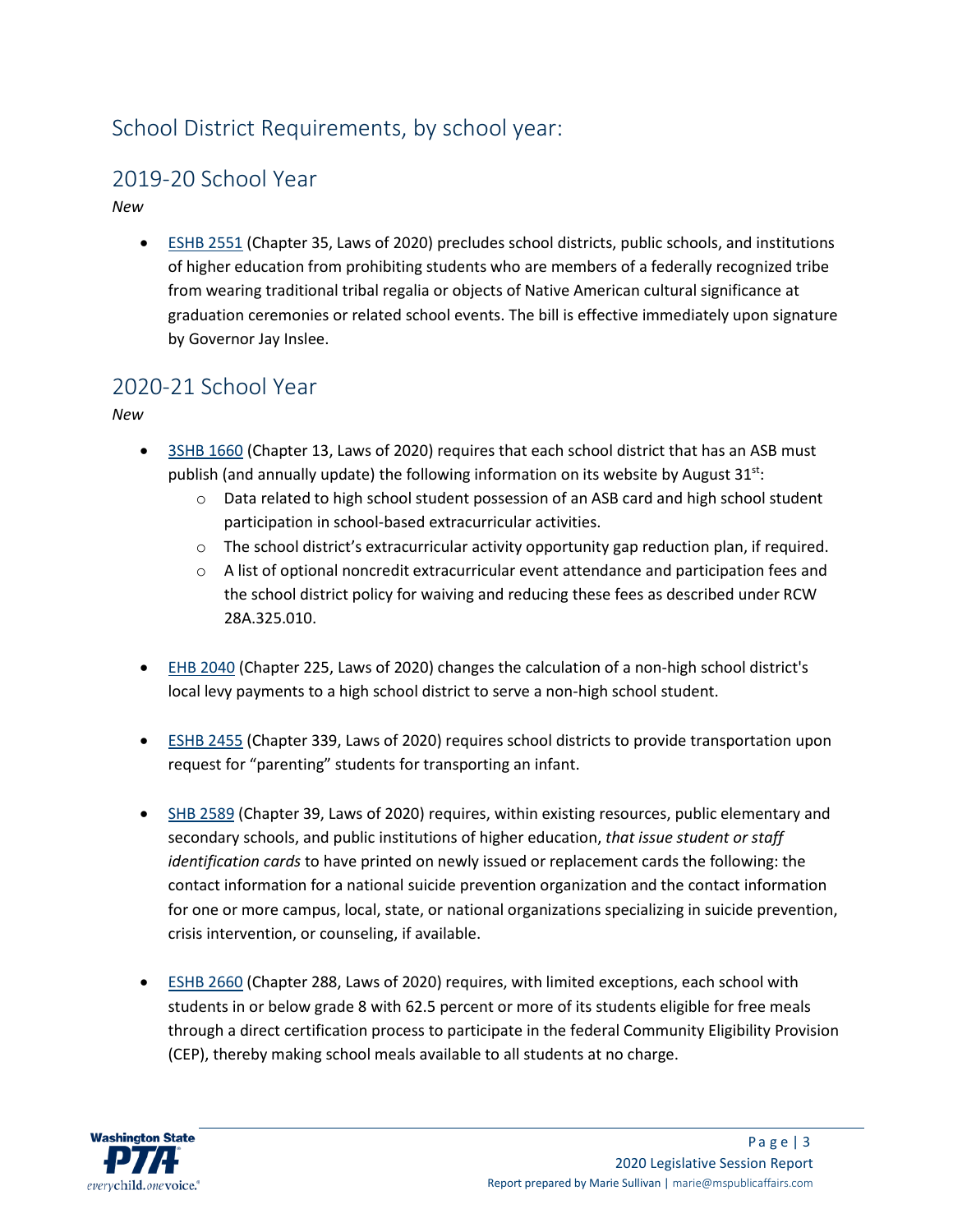# School District Requirements, by school year:

## 2019-20 School Year

*New*

- ESHB 2551 (Chapter 35, Laws of 2020) precludes school districts, public schools, and institutions of higher education from prohibiting students who are members of a federally recognized tribe from wearing traditional tribal regalia or objects of Native American cultural significance at graduation ceremonies or related school events. The bill is effective immediately upon signature by Governor Jay Inslee.

## 2020-21 School Year

*New*

- 3SHB 1660 (Chapter 13, Laws of 2020) requires that each school district that has an ASB must publish (and annually update) the following information on its website by August 31st:
  - Data related to high school student possession of an ASB card and high school student participation in school-based extracurricular activities.
  - The school district's extracurricular activity opportunity gap reduction plan, if required.
  - A list of optional noncredit extracurricular event attendance and participation fees and the school district policy for waiving and reducing these fees as described under RCW 28A.325.010.

- EHB 2040 (Chapter 225, Laws of 2020) changes the calculation of a non-high school district's local levy payments to a high school district to serve a non-high school student.

- ESHB 2455 (Chapter 339, Laws of 2020) requires school districts to provide transportation upon request for "parenting" students for transporting an infant.

- SHB 2589 (Chapter 39, Laws of 2020) requires, within existing resources, public elementary and secondary schools, and public institutions of higher education, *that issue student or staff identification cards* to have printed on newly issued or replacement cards the following: the contact information for a national suicide prevention organization and the contact information for one or more campus, local, state, or national organizations specializing in suicide prevention, crisis intervention, or counseling, if available.

- ESHB 2660 (Chapter 288, Laws of 2020) requires, with limited exceptions, each school with students in or below grade 8 with 62.5 percent or more of its students eligible for free meals through a direct certification process to participate in the federal Community Eligibility Provision (CEP), thereby making school meals available to all students at no charge.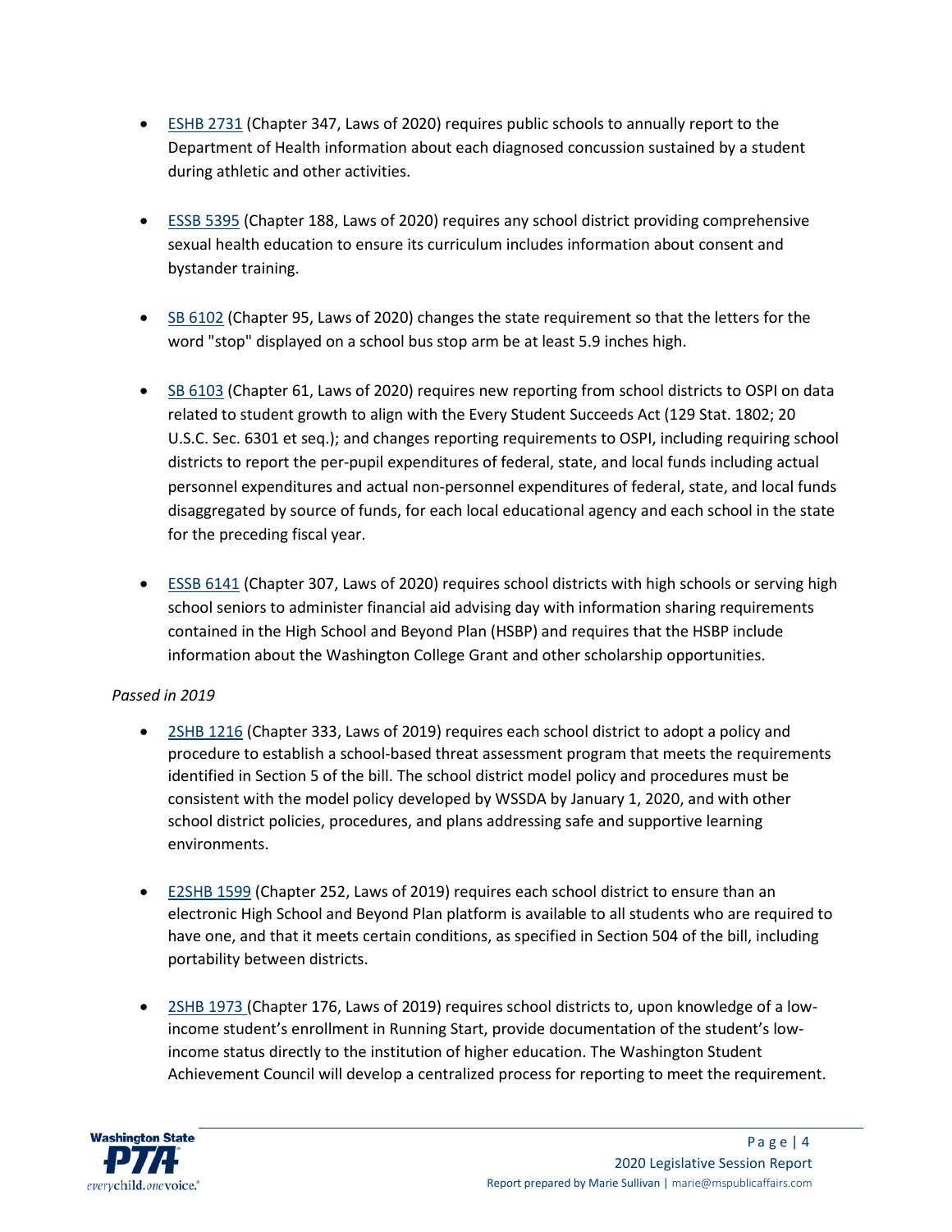- ESHB 2731 (Chapter 347, Laws of 2020) requires public schools to annually report to the Department of Health information about each diagnosed concussion sustained by a student during athletic and other activities.

- ESSB 5395 (Chapter 188, Laws of 2020) requires any school district providing comprehensive sexual health education to ensure its curriculum includes information about consent and bystander training.

- SB 6102 (Chapter 95, Laws of 2020) changes the state requirement so that the letters for the word "stop" displayed on a school bus stop arm be at least 5.9 inches high.

- SB 6103 (Chapter 61, Laws of 2020) requires new reporting from school districts to OSPI on data related to student growth to align with the Every Student Succeeds Act (129 Stat. 1802; 20 U.S.C. Sec. 6301 et seq.); and changes reporting requirements to OSPI, including requiring school districts to report the per-pupil expenditures of federal, state, and local funds including actual personnel expenditures and actual non-personnel expenditures of federal, state, and local funds disaggregated by source of funds, for each local educational agency and each school in the state for the preceding fiscal year.

- ESSB 6141 (Chapter 307, Laws of 2020) requires school districts with high schools or serving high school seniors to administer financial aid advising day with information sharing requirements contained in the High School and Beyond Plan (HSBP) and requires that the HSBP include information about the Washington College Grant and other scholarship opportunities.

*Passed in 2019*

- 2SHB 1216 (Chapter 333, Laws of 2019) requires each school district to adopt a policy and procedure to establish a school-based threat assessment program that meets the requirements identified in Section 5 of the bill. The school district model policy and procedures must be consistent with the model policy developed by WSSDA by January 1, 2020, and with other school district policies, procedures, and plans addressing safe and supportive learning environments.

- E2SHB 1599 (Chapter 252, Laws of 2019) requires each school district to ensure than an electronic High School and Beyond Plan platform is available to all students who are required to have one, and that it meets certain conditions, as specified in Section 504 of the bill, including portability between districts.

- 2SHB 1973 (Chapter 176, Laws of 2019) requires school districts to, upon knowledge of a low-income student's enrollment in Running Start, provide documentation of the student's low-income status directly to the institution of higher education. The Washington Student Achievement Council will develop a centralized process for reporting to meet the requirement.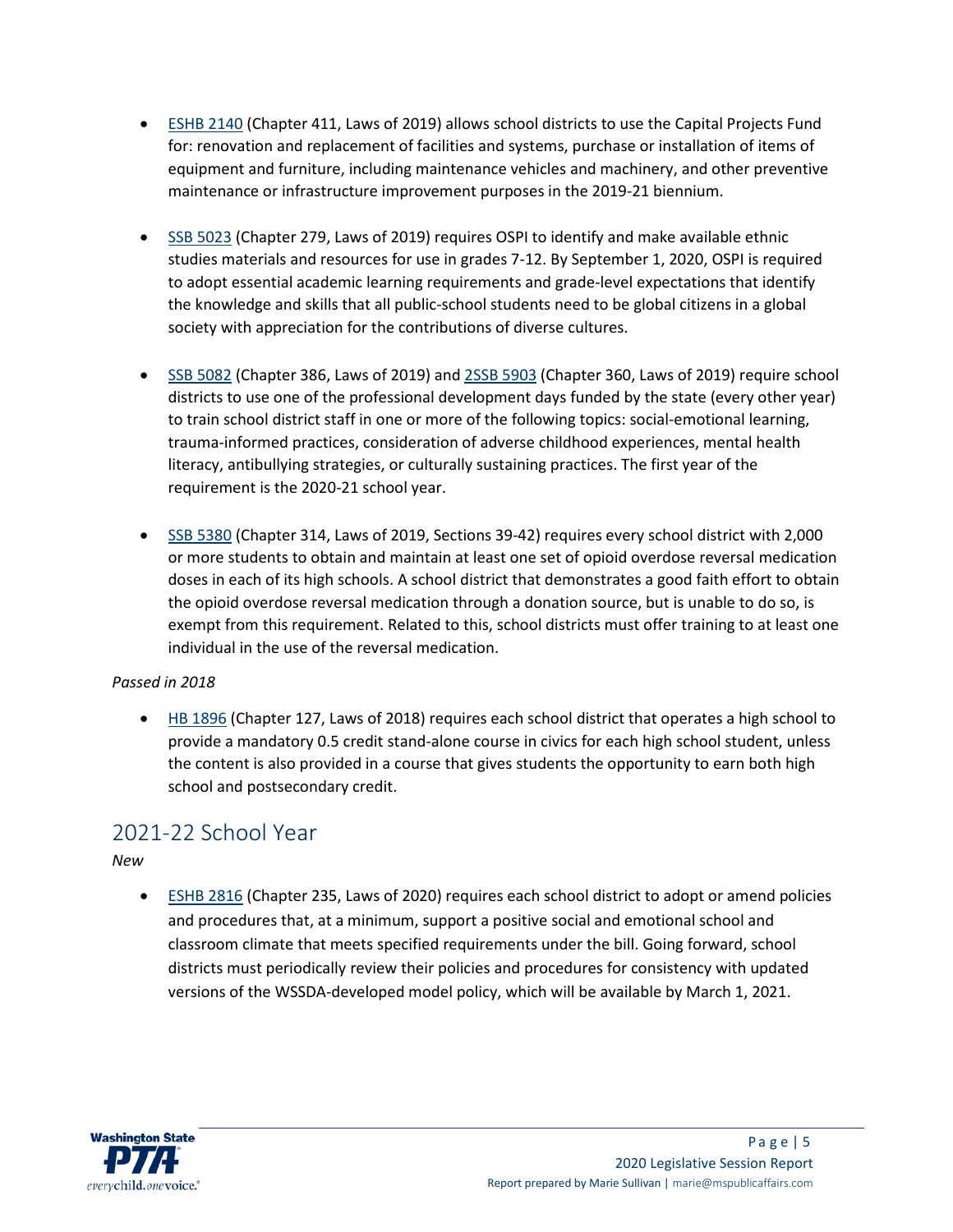- [ESHB 2140](#) (Chapter 411, Laws of 2019) allows school districts to use the Capital Projects Fund for: renovation and replacement of facilities and systems, purchase or installation of items of equipment and furniture, including maintenance vehicles and machinery, and other preventive maintenance or infrastructure improvement purposes in the 2019-21 biennium.

- [SSB 5023](#) (Chapter 279, Laws of 2019) requires OSPI to identify and make available ethnic studies materials and resources for use in grades 7-12. By September 1, 2020, OSPI is required to adopt essential academic learning requirements and grade-level expectations that identify the knowledge and skills that all public-school students need to be global citizens in a global society with appreciation for the contributions of diverse cultures.

- [SSB 5082](#) (Chapter 386, Laws of 2019) and [2SSB 5903](#) (Chapter 360, Laws of 2019) require school districts to use one of the professional development days funded by the state (every other year) to train school district staff in one or more of the following topics: social-emotional learning, trauma-informed practices, consideration of adverse childhood experiences, mental health literacy, antibullying strategies, or culturally sustaining practices. The first year of the requirement is the 2020-21 school year.

- [SSB 5380](#) (Chapter 314, Laws of 2019, Sections 39-42) requires every school district with 2,000 or more students to obtain and maintain at least one set of opioid overdose reversal medication doses in each of its high schools. A school district that demonstrates a good faith effort to obtain the opioid overdose reversal medication through a donation source, but is unable to do so, is exempt from this requirement. Related to this, school districts must offer training to at least one individual in the use of the reversal medication.

*Passed in 2018*

- [HB 1896](#) (Chapter 127, Laws of 2018) requires each school district that operates a high school to provide a mandatory 0.5 credit stand-alone course in civics for each high school student, unless the content is also provided in a course that gives students the opportunity to earn both high school and postsecondary credit.

## 2021-22 School Year

*New*

- [ESHB 2816](#) (Chapter 235, Laws of 2020) requires each school district to adopt or amend policies and procedures that, at a minimum, support a positive social and emotional school and classroom climate that meets specified requirements under the bill. Going forward, school districts must periodically review their policies and procedures for consistency with updated versions of the WSSDA-developed model policy, which will be available by March 1, 2021.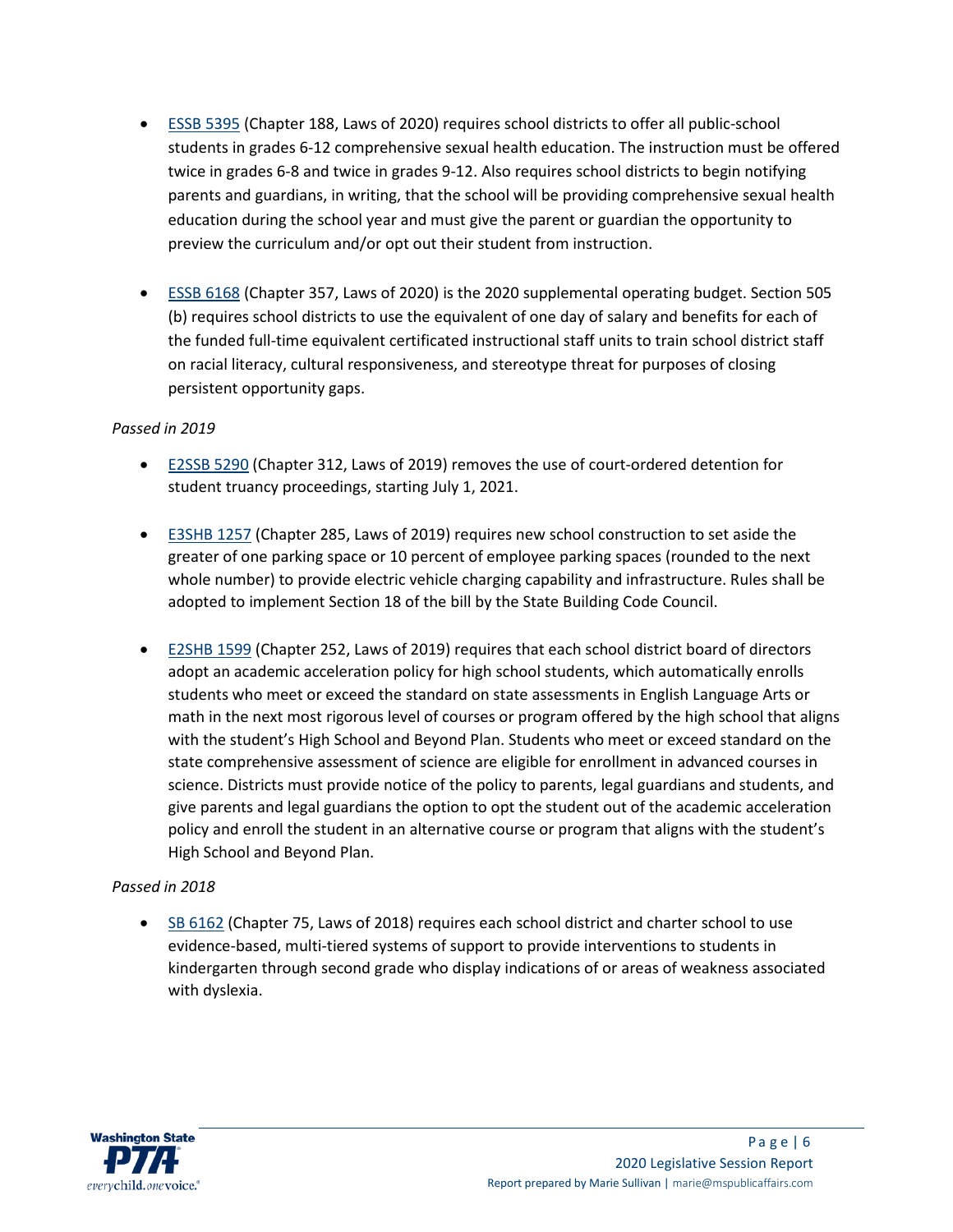- ESSB 5395 (Chapter 188, Laws of 2020) requires school districts to offer all public-school students in grades 6-12 comprehensive sexual health education. The instruction must be offered twice in grades 6-8 and twice in grades 9-12. Also requires school districts to begin notifying parents and guardians, in writing, that the school will be providing comprehensive sexual health education during the school year and must give the parent or guardian the opportunity to preview the curriculum and/or opt out their student from instruction.

- ESSB 6168 (Chapter 357, Laws of 2020) is the 2020 supplemental operating budget. Section 505 (b) requires school districts to use the equivalent of one day of salary and benefits for each of the funded full-time equivalent certificated instructional staff units to train school district staff on racial literacy, cultural responsiveness, and stereotype threat for purposes of closing persistent opportunity gaps.

*Passed in 2019*

- E2SSB 5290 (Chapter 312, Laws of 2019) removes the use of court-ordered detention for student truancy proceedings, starting July 1, 2021.

- E3SHB 1257 (Chapter 285, Laws of 2019) requires new school construction to set aside the greater of one parking space or 10 percent of employee parking spaces (rounded to the next whole number) to provide electric vehicle charging capability and infrastructure. Rules shall be adopted to implement Section 18 of the bill by the State Building Code Council.

- E2SHB 1599 (Chapter 252, Laws of 2019) requires that each school district board of directors adopt an academic acceleration policy for high school students, which automatically enrolls students who meet or exceed the standard on state assessments in English Language Arts or math in the next most rigorous level of courses or program offered by the high school that aligns with the student's High School and Beyond Plan. Students who meet or exceed standard on the state comprehensive assessment of science are eligible for enrollment in advanced courses in science. Districts must provide notice of the policy to parents, legal guardians and students, and give parents and legal guardians the option to opt the student out of the academic acceleration policy and enroll the student in an alternative course or program that aligns with the student's High School and Beyond Plan.

*Passed in 2018*

- SB 6162 (Chapter 75, Laws of 2018) requires each school district and charter school to use evidence-based, multi-tiered systems of support to provide interventions to students in kindergarten through second grade who display indications of or areas of weakness associated with dyslexia.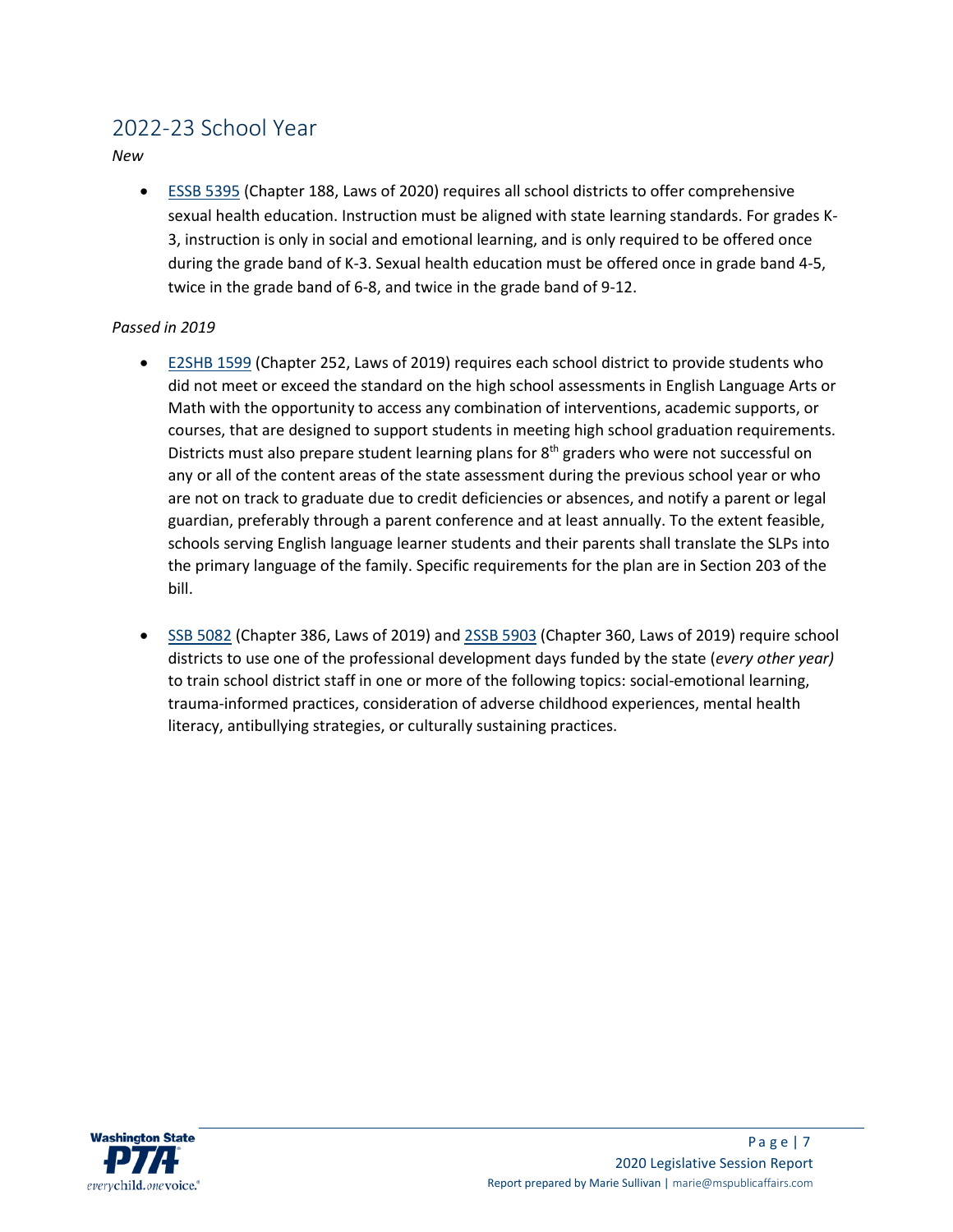## 2022-23 School Year

*New*

- ESSB 5395 (Chapter 188, Laws of 2020) requires all school districts to offer comprehensive sexual health education. Instruction must be aligned with state learning standards. For grades K-3, instruction is only in social and emotional learning, and is only required to be offered once during the grade band of K-3. Sexual health education must be offered once in grade band 4-5, twice in the grade band of 6-8, and twice in the grade band of 9-12.

*Passed in 2019*

- E2SHB 1599 (Chapter 252, Laws of 2019) requires each school district to provide students who did not meet or exceed the standard on the high school assessments in English Language Arts or Math with the opportunity to access any combination of interventions, academic supports, or courses, that are designed to support students in meeting high school graduation requirements. Districts must also prepare student learning plans for 8th graders who were not successful on any or all of the content areas of the state assessment during the previous school year or who are not on track to graduate due to credit deficiencies or absences, and notify a parent or legal guardian, preferably through a parent conference and at least annually. To the extent feasible, schools serving English language learner students and their parents shall translate the SLPs into the primary language of the family. Specific requirements for the plan are in Section 203 of the bill.

- SSB 5082 (Chapter 386, Laws of 2019) and 2SSB 5903 (Chapter 360, Laws of 2019) require school districts to use one of the professional development days funded by the state (*every other year)* to train school district staff in one or more of the following topics: social-emotional learning, trauma-informed practices, consideration of adverse childhood experiences, mental health literacy, antibullying strategies, or culturally sustaining practices.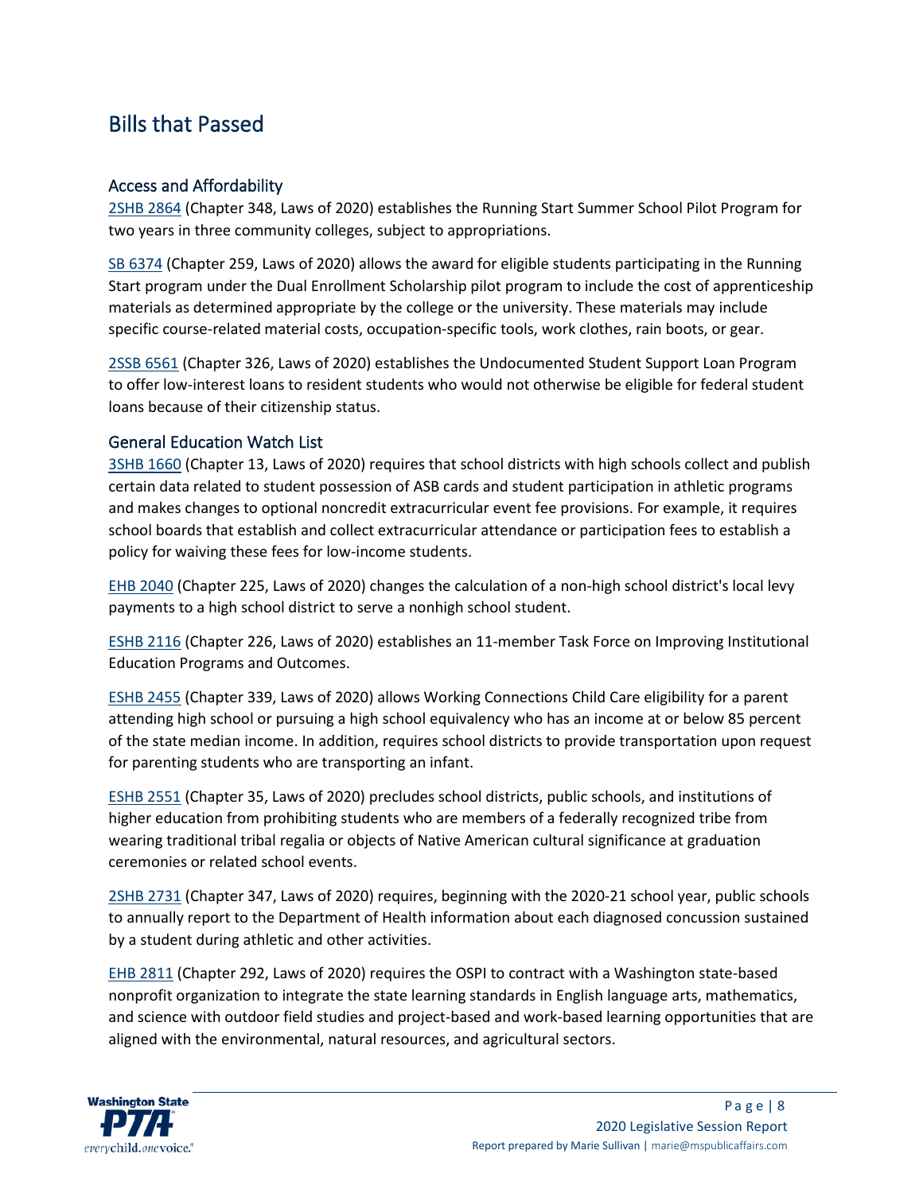## Bills that Passed

### Access and Affordability

2SHB 2864 (Chapter 348, Laws of 2020) establishes the Running Start Summer School Pilot Program for two years in three community colleges, subject to appropriations.

SB 6374 (Chapter 259, Laws of 2020) allows the award for eligible students participating in the Running Start program under the Dual Enrollment Scholarship pilot program to include the cost of apprenticeship materials as determined appropriate by the college or the university. These materials may include specific course-related material costs, occupation-specific tools, work clothes, rain boots, or gear.

2SSB 6561 (Chapter 326, Laws of 2020) establishes the Undocumented Student Support Loan Program to offer low-interest loans to resident students who would not otherwise be eligible for federal student loans because of their citizenship status.

### General Education Watch List

3SHB 1660 (Chapter 13, Laws of 2020) requires that school districts with high schools collect and publish certain data related to student possession of ASB cards and student participation in athletic programs and makes changes to optional noncredit extracurricular event fee provisions. For example, it requires school boards that establish and collect extracurricular attendance or participation fees to establish a policy for waiving these fees for low-income students.

EHB 2040 (Chapter 225, Laws of 2020) changes the calculation of a non-high school district's local levy payments to a high school district to serve a nonhigh school student.

ESHB 2116 (Chapter 226, Laws of 2020) establishes an 11-member Task Force on Improving Institutional Education Programs and Outcomes.

ESHB 2455 (Chapter 339, Laws of 2020) allows Working Connections Child Care eligibility for a parent attending high school or pursuing a high school equivalency who has an income at or below 85 percent of the state median income. In addition, requires school districts to provide transportation upon request for parenting students who are transporting an infant.

ESHB 2551 (Chapter 35, Laws of 2020) precludes school districts, public schools, and institutions of higher education from prohibiting students who are members of a federally recognized tribe from wearing traditional tribal regalia or objects of Native American cultural significance at graduation ceremonies or related school events.

2SHB 2731 (Chapter 347, Laws of 2020) requires, beginning with the 2020-21 school year, public schools to annually report to the Department of Health information about each diagnosed concussion sustained by a student during athletic and other activities.

EHB 2811 (Chapter 292, Laws of 2020) requires the OSPI to contract with a Washington state-based nonprofit organization to integrate the state learning standards in English language arts, mathematics, and science with outdoor field studies and project-based and work-based learning opportunities that are aligned with the environmental, natural resources, and agricultural sectors.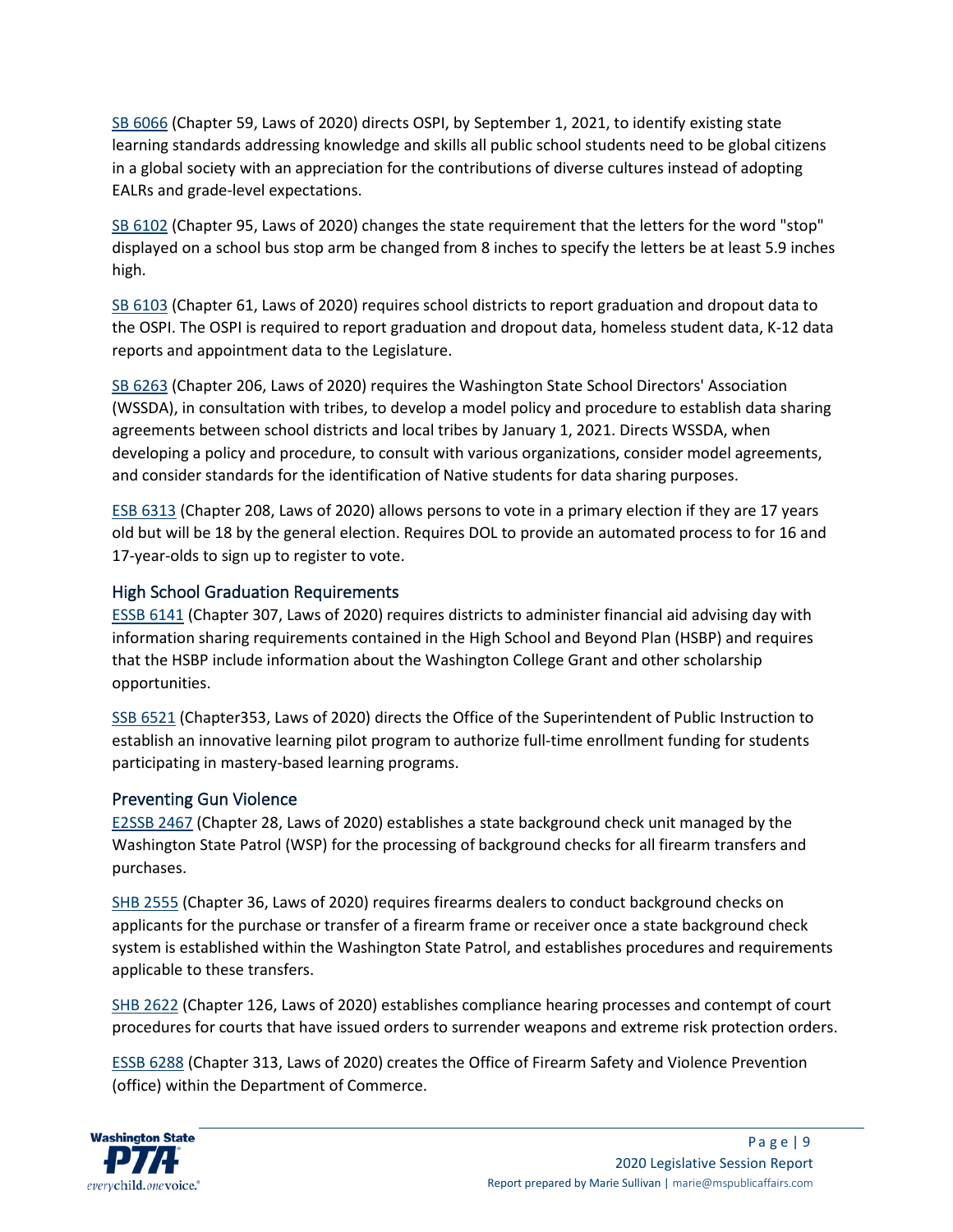[SB 6066](#) (Chapter 59, Laws of 2020) directs OSPI, by September 1, 2021, to identify existing state learning standards addressing knowledge and skills all public school students need to be global citizens in a global society with an appreciation for the contributions of diverse cultures instead of adopting EALRs and grade-level expectations.

[SB 6102](#) (Chapter 95, Laws of 2020) changes the state requirement that the letters for the word "stop" displayed on a school bus stop arm be changed from 8 inches to specify the letters be at least 5.9 inches high.

[SB 6103](#) (Chapter 61, Laws of 2020) requires school districts to report graduation and dropout data to the OSPI. The OSPI is required to report graduation and dropout data, homeless student data, K-12 data reports and appointment data to the Legislature.

[SB 6263](#) (Chapter 206, Laws of 2020) requires the Washington State School Directors' Association (WSSDA), in consultation with tribes, to develop a model policy and procedure to establish data sharing agreements between school districts and local tribes by January 1, 2021. Directs WSSDA, when developing a policy and procedure, to consult with various organizations, consider model agreements, and consider standards for the identification of Native students for data sharing purposes.

[ESB 6313](#) (Chapter 208, Laws of 2020) allows persons to vote in a primary election if they are 17 years old but will be 18 by the general election. Requires DOL to provide an automated process to for 16 and 17-year-olds to sign up to register to vote.

### High School Graduation Requirements

[ESSB 6141](#) (Chapter 307, Laws of 2020) requires districts to administer financial aid advising day with information sharing requirements contained in the High School and Beyond Plan (HSBP) and requires that the HSBP include information about the Washington College Grant and other scholarship opportunities.

[SSB 6521](#) (Chapter353, Laws of 2020) directs the Office of the Superintendent of Public Instruction to establish an innovative learning pilot program to authorize full-time enrollment funding for students participating in mastery-based learning programs.

### Preventing Gun Violence

[E2SSB 2467](#) (Chapter 28, Laws of 2020) establishes a state background check unit managed by the Washington State Patrol (WSP) for the processing of background checks for all firearm transfers and purchases.

[SHB 2555](#) (Chapter 36, Laws of 2020) requires firearms dealers to conduct background checks on applicants for the purchase or transfer of a firearm frame or receiver once a state background check system is established within the Washington State Patrol, and establishes procedures and requirements applicable to these transfers.

[SHB 2622](#) (Chapter 126, Laws of 2020) establishes compliance hearing processes and contempt of court procedures for courts that have issued orders to surrender weapons and extreme risk protection orders.

[ESSB 6288](#) (Chapter 313, Laws of 2020) creates the Office of Firearm Safety and Violence Prevention (office) within the Department of Commerce.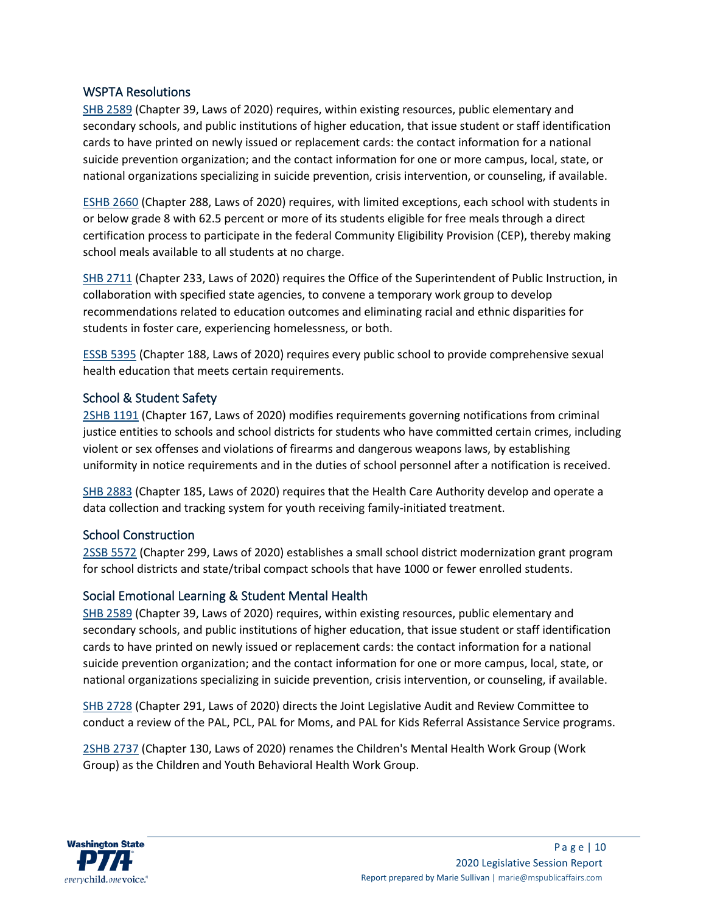### WSPTA Resolutions

SHB 2589 (Chapter 39, Laws of 2020) requires, within existing resources, public elementary and secondary schools, and public institutions of higher education, that issue student or staff identification cards to have printed on newly issued or replacement cards: the contact information for a national suicide prevention organization; and the contact information for one or more campus, local, state, or national organizations specializing in suicide prevention, crisis intervention, or counseling, if available.

ESHB 2660 (Chapter 288, Laws of 2020) requires, with limited exceptions, each school with students in or below grade 8 with 62.5 percent or more of its students eligible for free meals through a direct certification process to participate in the federal Community Eligibility Provision (CEP), thereby making school meals available to all students at no charge.

SHB 2711 (Chapter 233, Laws of 2020) requires the Office of the Superintendent of Public Instruction, in collaboration with specified state agencies, to convene a temporary work group to develop recommendations related to education outcomes and eliminating racial and ethnic disparities for students in foster care, experiencing homelessness, or both.

ESSB 5395 (Chapter 188, Laws of 2020) requires every public school to provide comprehensive sexual health education that meets certain requirements.

### School & Student Safety

2SHB 1191 (Chapter 167, Laws of 2020) modifies requirements governing notifications from criminal justice entities to schools and school districts for students who have committed certain crimes, including violent or sex offenses and violations of firearms and dangerous weapons laws, by establishing uniformity in notice requirements and in the duties of school personnel after a notification is received.

SHB 2883 (Chapter 185, Laws of 2020) requires that the Health Care Authority develop and operate a data collection and tracking system for youth receiving family-initiated treatment.

### School Construction

2SSB 5572 (Chapter 299, Laws of 2020) establishes a small school district modernization grant program for school districts and state/tribal compact schools that have 1000 or fewer enrolled students.

### Social Emotional Learning & Student Mental Health

SHB 2589 (Chapter 39, Laws of 2020) requires, within existing resources, public elementary and secondary schools, and public institutions of higher education, that issue student or staff identification cards to have printed on newly issued or replacement cards: the contact information for a national suicide prevention organization; and the contact information for one or more campus, local, state, or national organizations specializing in suicide prevention, crisis intervention, or counseling, if available.

SHB 2728 (Chapter 291, Laws of 2020) directs the Joint Legislative Audit and Review Committee to conduct a review of the PAL, PCL, PAL for Moms, and PAL for Kids Referral Assistance Service programs.

2SHB 2737 (Chapter 130, Laws of 2020) renames the Children's Mental Health Work Group (Work Group) as the Children and Youth Behavioral Health Work Group.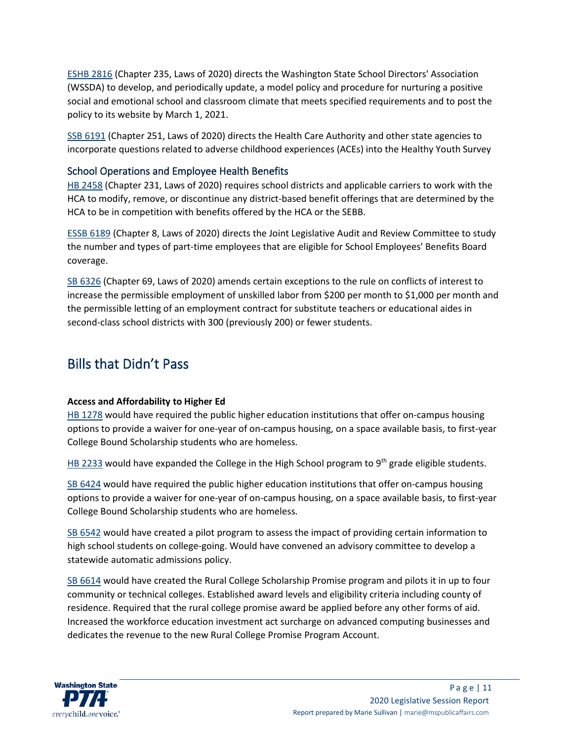ESHB 2816 (Chapter 235, Laws of 2020) directs the Washington State School Directors' Association (WSSDA) to develop, and periodically update, a model policy and procedure for nurturing a positive social and emotional school and classroom climate that meets specified requirements and to post the policy to its website by March 1, 2021.

SSB 6191 (Chapter 251, Laws of 2020) directs the Health Care Authority and other state agencies to incorporate questions related to adverse childhood experiences (ACEs) into the Healthy Youth Survey

### School Operations and Employee Health Benefits

HB 2458 (Chapter 231, Laws of 2020) requires school districts and applicable carriers to work with the HCA to modify, remove, or discontinue any district-based benefit offerings that are determined by the HCA to be in competition with benefits offered by the HCA or the SEBB.

ESSB 6189 (Chapter 8, Laws of 2020) directs the Joint Legislative Audit and Review Committee to study the number and types of part-time employees that are eligible for School Employees' Benefits Board coverage.

SB 6326 (Chapter 69, Laws of 2020) amends certain exceptions to the rule on conflicts of interest to increase the permissible employment of unskilled labor from $200 per month to $1,000 per month and the permissible letting of an employment contract for substitute teachers or educational aides in second-class school districts with 300 (previously 200) or fewer students.

## Bills that Didn't Pass

**Access and Affordability to Higher Ed**

HB 1278 would have required the public higher education institutions that offer on-campus housing options to provide a waiver for one-year of on-campus housing, on a space available basis, to first-year College Bound Scholarship students who are homeless.

HB 2233 would have expanded the College in the High School program to 9th grade eligible students.

SB 6424 would have required the public higher education institutions that offer on-campus housing options to provide a waiver for one-year of on-campus housing, on a space available basis, to first-year College Bound Scholarship students who are homeless.

SB 6542 would have created a pilot program to assess the impact of providing certain information to high school students on college-going. Would have convened an advisory committee to develop a statewide automatic admissions policy.

SB 6614 would have created the Rural College Scholarship Promise program and pilots it in up to four community or technical colleges. Established award levels and eligibility criteria including county of residence. Required that the rural college promise award be applied before any other forms of aid. Increased the workforce education investment act surcharge on advanced computing businesses and dedicates the revenue to the new Rural College Promise Program Account.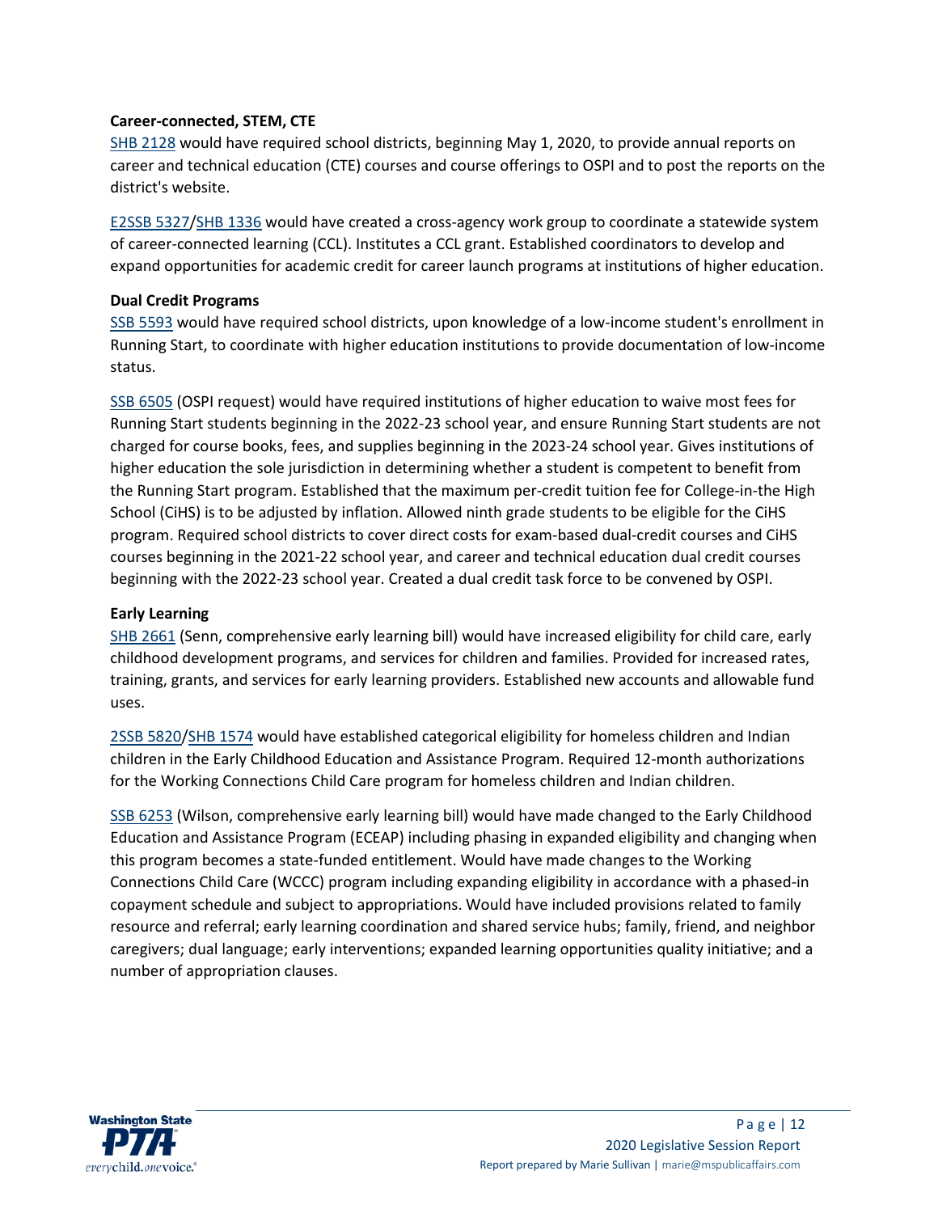**Career-connected, STEM, CTE**

SHB 2128 would have required school districts, beginning May 1, 2020, to provide annual reports on career and technical education (CTE) courses and course offerings to OSPI and to post the reports on the district's website.

E2SSB 5327/SHB 1336 would have created a cross-agency work group to coordinate a statewide system of career-connected learning (CCL). Institutes a CCL grant. Established coordinators to develop and expand opportunities for academic credit for career launch programs at institutions of higher education.

**Dual Credit Programs**

SSB 5593 would have required school districts, upon knowledge of a low-income student's enrollment in Running Start, to coordinate with higher education institutions to provide documentation of low-income status.

SSB 6505 (OSPI request) would have required institutions of higher education to waive most fees for Running Start students beginning in the 2022-23 school year, and ensure Running Start students are not charged for course books, fees, and supplies beginning in the 2023-24 school year. Gives institutions of higher education the sole jurisdiction in determining whether a student is competent to benefit from the Running Start program. Established that the maximum per-credit tuition fee for College-in-the High School (CiHS) is to be adjusted by inflation. Allowed ninth grade students to be eligible for the CiHS program. Required school districts to cover direct costs for exam-based dual-credit courses and CiHS courses beginning in the 2021-22 school year, and career and technical education dual credit courses beginning with the 2022-23 school year. Created a dual credit task force to be convened by OSPI.

**Early Learning**

SHB 2661 (Senn, comprehensive early learning bill) would have increased eligibility for child care, early childhood development programs, and services for children and families. Provided for increased rates, training, grants, and services for early learning providers. Established new accounts and allowable fund uses.

2SSB 5820/SHB 1574 would have established categorical eligibility for homeless children and Indian children in the Early Childhood Education and Assistance Program. Required 12-month authorizations for the Working Connections Child Care program for homeless children and Indian children.

SSB 6253 (Wilson, comprehensive early learning bill) would have made changed to the Early Childhood Education and Assistance Program (ECEAP) including phasing in expanded eligibility and changing when this program becomes a state-funded entitlement. Would have made changes to the Working Connections Child Care (WCCC) program including expanding eligibility in accordance with a phased-in copayment schedule and subject to appropriations. Would have included provisions related to family resource and referral; early learning coordination and shared service hubs; family, friend, and neighbor caregivers; dual language; early interventions; expanded learning opportunities quality initiative; and a number of appropriation clauses.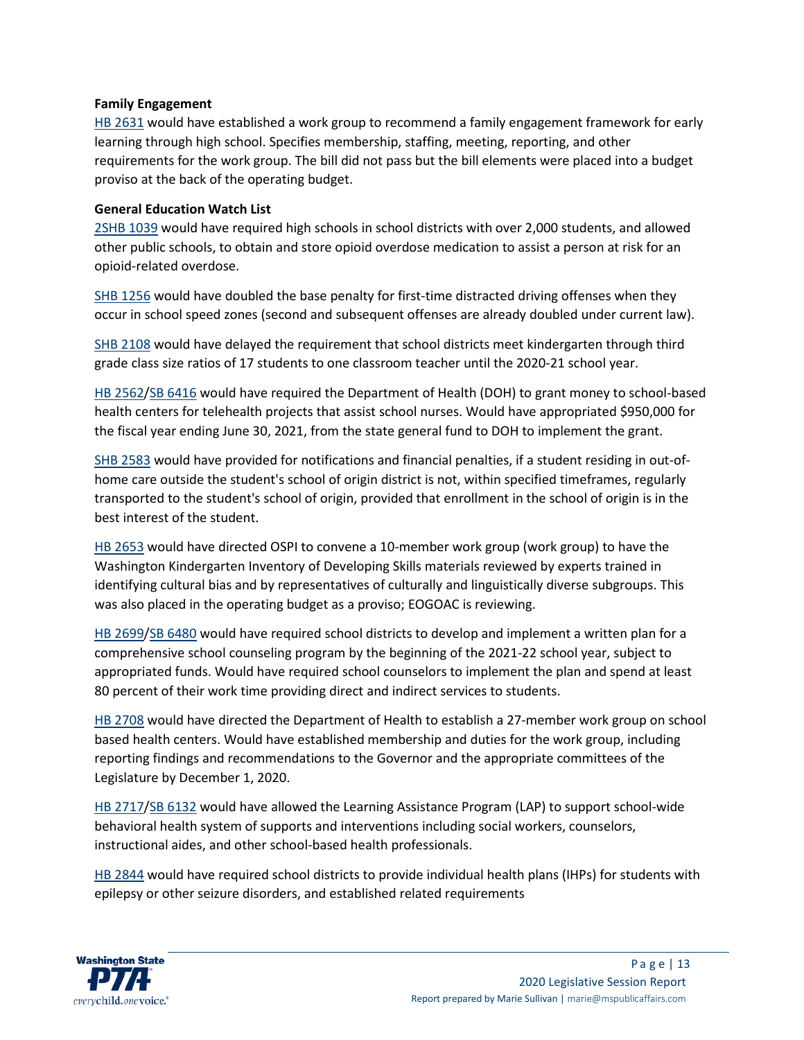**Family Engagement**

HB 2631 would have established a work group to recommend a family engagement framework for early learning through high school. Specifies membership, staffing, meeting, reporting, and other requirements for the work group. The bill did not pass but the bill elements were placed into a budget proviso at the back of the operating budget.

**General Education Watch List**

2SHB 1039 would have required high schools in school districts with over 2,000 students, and allowed other public schools, to obtain and store opioid overdose medication to assist a person at risk for an opioid-related overdose.

SHB 1256 would have doubled the base penalty for first-time distracted driving offenses when they occur in school speed zones (second and subsequent offenses are already doubled under current law).

SHB 2108 would have delayed the requirement that school districts meet kindergarten through third grade class size ratios of 17 students to one classroom teacher until the 2020-21 school year.

HB 2562/SB 6416 would have required the Department of Health (DOH) to grant money to school-based health centers for telehealth projects that assist school nurses. Would have appropriated $950,000 for the fiscal year ending June 30, 2021, from the state general fund to DOH to implement the grant.

SHB 2583 would have provided for notifications and financial penalties, if a student residing in out-of-home care outside the student's school of origin district is not, within specified timeframes, regularly transported to the student's school of origin, provided that enrollment in the school of origin is in the best interest of the student.

HB 2653 would have directed OSPI to convene a 10-member work group (work group) to have the Washington Kindergarten Inventory of Developing Skills materials reviewed by experts trained in identifying cultural bias and by representatives of culturally and linguistically diverse subgroups. This was also placed in the operating budget as a proviso; EOGOAC is reviewing.

HB 2699/SB 6480 would have required school districts to develop and implement a written plan for a comprehensive school counseling program by the beginning of the 2021-22 school year, subject to appropriated funds. Would have required school counselors to implement the plan and spend at least 80 percent of their work time providing direct and indirect services to students.

HB 2708 would have directed the Department of Health to establish a 27-member work group on school based health centers. Would have established membership and duties for the work group, including reporting findings and recommendations to the Governor and the appropriate committees of the Legislature by December 1, 2020.

HB 2717/SB 6132 would have allowed the Learning Assistance Program (LAP) to support school-wide behavioral health system of supports and interventions including social workers, counselors, instructional aides, and other school-based health professionals.

HB 2844 would have required school districts to provide individual health plans (IHPs) for students with epilepsy or other seizure disorders, and established related requirements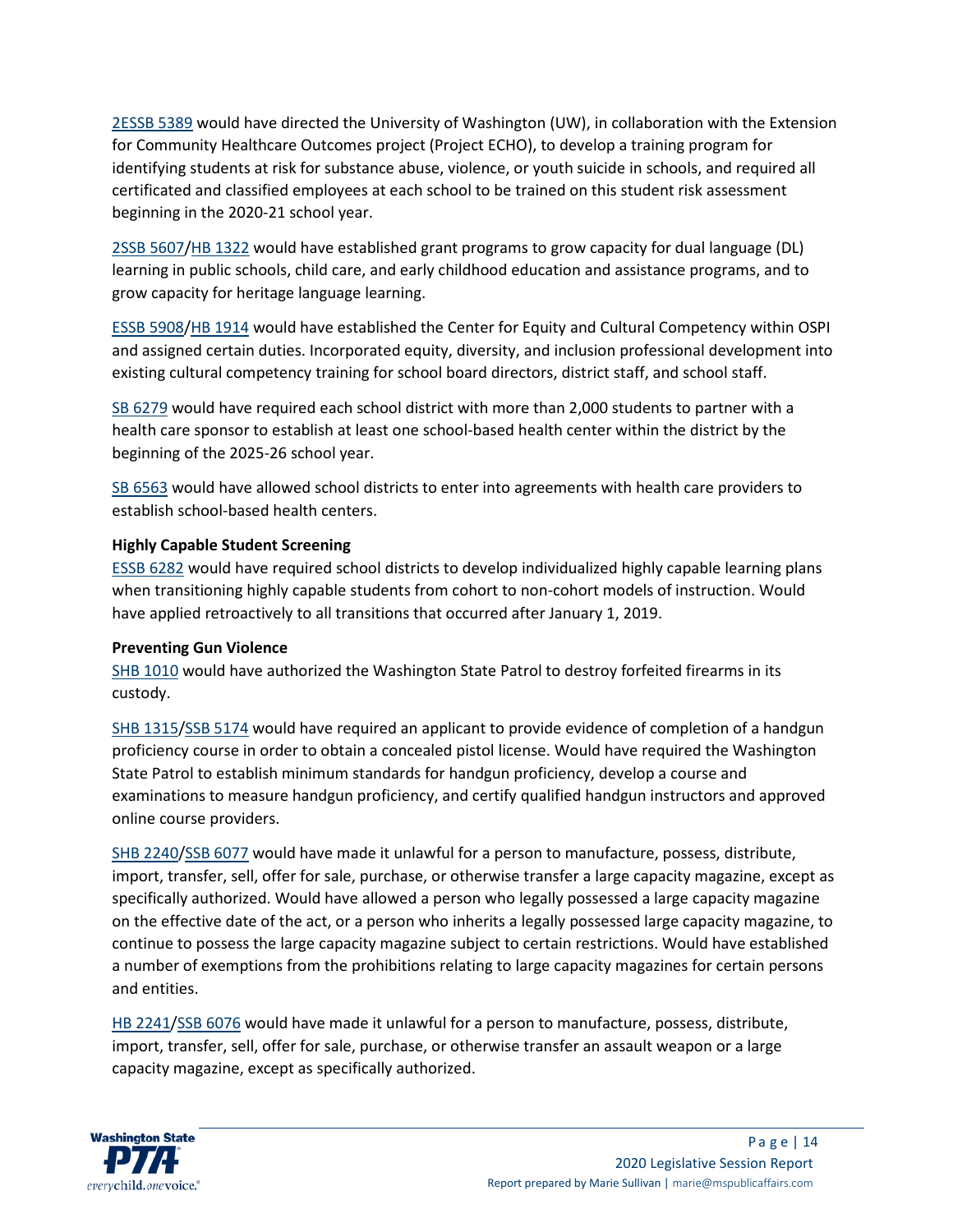2ESSB 5389 would have directed the University of Washington (UW), in collaboration with the Extension for Community Healthcare Outcomes project (Project ECHO), to develop a training program for identifying students at risk for substance abuse, violence, or youth suicide in schools, and required all certificated and classified employees at each school to be trained on this student risk assessment beginning in the 2020-21 school year.

2SSB 5607/HB 1322 would have established grant programs to grow capacity for dual language (DL) learning in public schools, child care, and early childhood education and assistance programs, and to grow capacity for heritage language learning.

ESSB 5908/HB 1914 would have established the Center for Equity and Cultural Competency within OSPI and assigned certain duties. Incorporated equity, diversity, and inclusion professional development into existing cultural competency training for school board directors, district staff, and school staff.

SB 6279 would have required each school district with more than 2,000 students to partner with a health care sponsor to establish at least one school-based health center within the district by the beginning of the 2025-26 school year.

SB 6563 would have allowed school districts to enter into agreements with health care providers to establish school-based health centers.

**Highly Capable Student Screening**

ESSB 6282 would have required school districts to develop individualized highly capable learning plans when transitioning highly capable students from cohort to non-cohort models of instruction. Would have applied retroactively to all transitions that occurred after January 1, 2019.

**Preventing Gun Violence**

SHB 1010 would have authorized the Washington State Patrol to destroy forfeited firearms in its custody.

SHB 1315/SSB 5174 would have required an applicant to provide evidence of completion of a handgun proficiency course in order to obtain a concealed pistol license. Would have required the Washington State Patrol to establish minimum standards for handgun proficiency, develop a course and examinations to measure handgun proficiency, and certify qualified handgun instructors and approved online course providers.

SHB 2240/SSB 6077 would have made it unlawful for a person to manufacture, possess, distribute, import, transfer, sell, offer for sale, purchase, or otherwise transfer a large capacity magazine, except as specifically authorized. Would have allowed a person who legally possessed a large capacity magazine on the effective date of the act, or a person who inherits a legally possessed large capacity magazine, to continue to possess the large capacity magazine subject to certain restrictions. Would have established a number of exemptions from the prohibitions relating to large capacity magazines for certain persons and entities.

HB 2241/SSB 6076 would have made it unlawful for a person to manufacture, possess, distribute, import, transfer, sell, offer for sale, purchase, or otherwise transfer an assault weapon or a large capacity magazine, except as specifically authorized.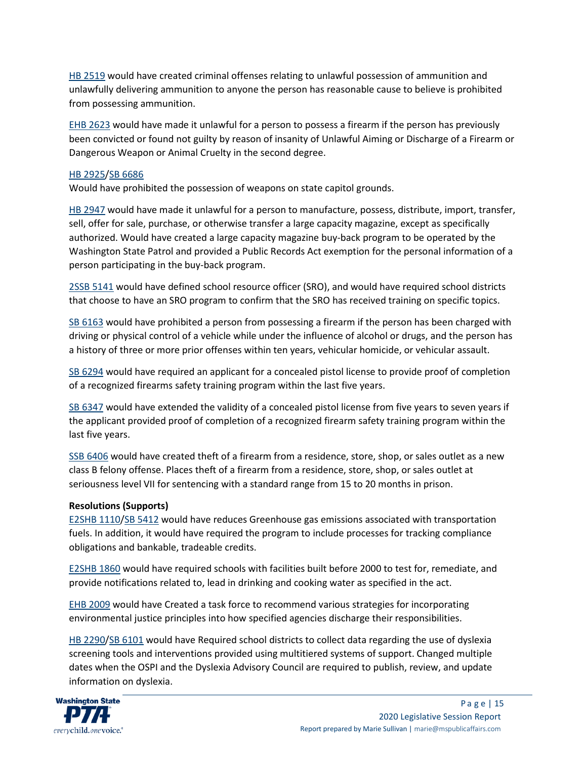HB 2519 would have created criminal offenses relating to unlawful possession of ammunition and unlawfully delivering ammunition to anyone the person has reasonable cause to believe is prohibited from possessing ammunition.

EHB 2623 would have made it unlawful for a person to possess a firearm if the person has previously been convicted or found not guilty by reason of insanity of Unlawful Aiming or Discharge of a Firearm or Dangerous Weapon or Animal Cruelty in the second degree.

HB 2925/SB 6686
Would have prohibited the possession of weapons on state capitol grounds.

HB 2947 would have made it unlawful for a person to manufacture, possess, distribute, import, transfer, sell, offer for sale, purchase, or otherwise transfer a large capacity magazine, except as specifically authorized. Would have created a large capacity magazine buy-back program to be operated by the Washington State Patrol and provided a Public Records Act exemption for the personal information of a person participating in the buy-back program.

2SSB 5141 would have defined school resource officer (SRO), and would have required school districts that choose to have an SRO program to confirm that the SRO has received training on specific topics.

SB 6163 would have prohibited a person from possessing a firearm if the person has been charged with driving or physical control of a vehicle while under the influence of alcohol or drugs, and the person has a history of three or more prior offenses within ten years, vehicular homicide, or vehicular assault.

SB 6294 would have required an applicant for a concealed pistol license to provide proof of completion of a recognized firearms safety training program within the last five years.

SB 6347 would have extended the validity of a concealed pistol license from five years to seven years if the applicant provided proof of completion of a recognized firearm safety training program within the last five years.

SSB 6406 would have created theft of a firearm from a residence, store, shop, or sales outlet as a new class B felony offense. Places theft of a firearm from a residence, store, shop, or sales outlet at seriousness level VII for sentencing with a standard range from 15 to 20 months in prison.

**Resolutions (Supports)**
E2SHB 1110/SB 5412 would have reduces Greenhouse gas emissions associated with transportation fuels. In addition, it would have required the program to include processes for tracking compliance obligations and bankable, tradeable credits.

E2SHB 1860 would have required schools with facilities built before 2000 to test for, remediate, and provide notifications related to, lead in drinking and cooking water as specified in the act.

EHB 2009 would have Created a task force to recommend various strategies for incorporating environmental justice principles into how specified agencies discharge their responsibilities.

HB 2290/SB 6101 would have Required school districts to collect data regarding the use of dyslexia screening tools and interventions provided using multitiered systems of support. Changed multiple dates when the OSPI and the Dyslexia Advisory Council are required to publish, review, and update information on dyslexia.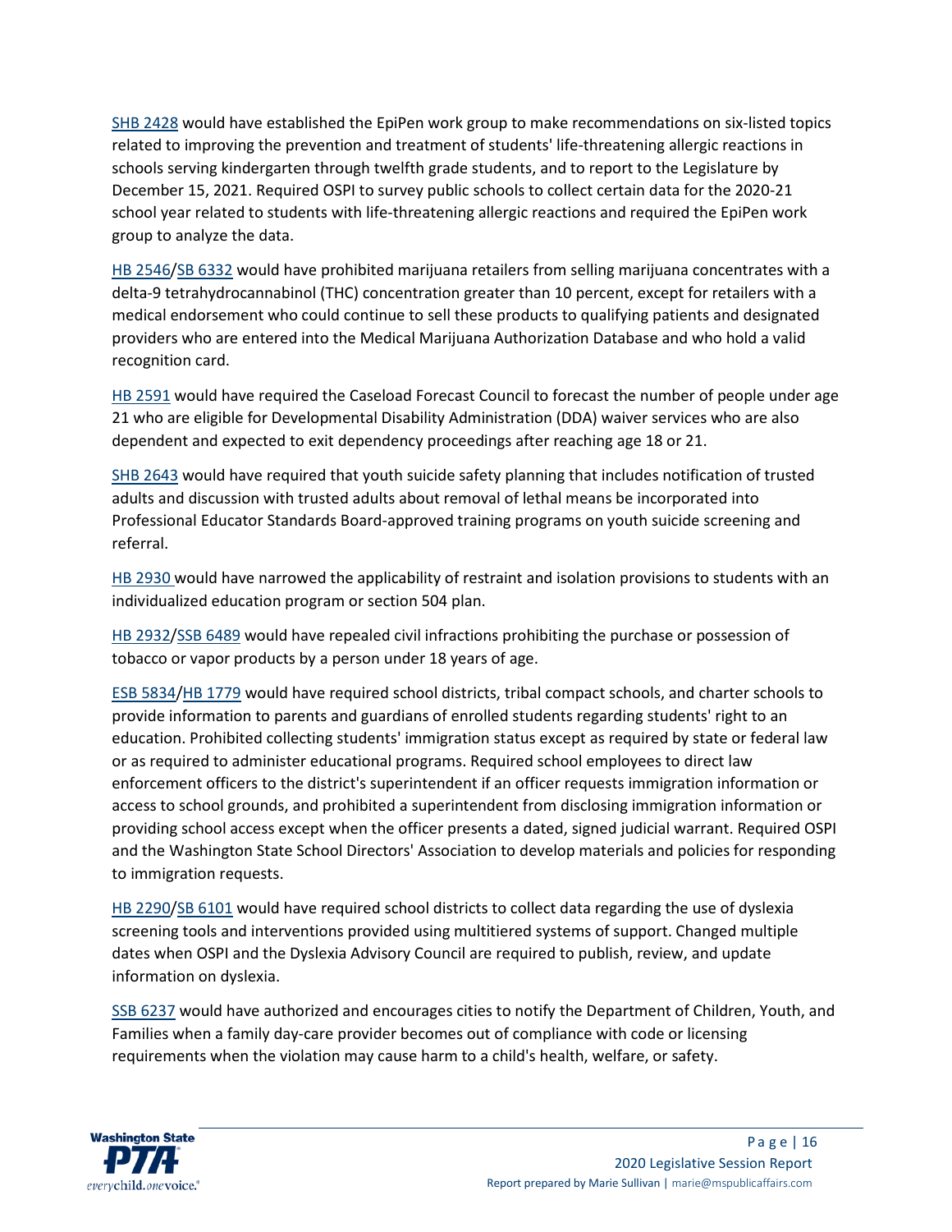SHB 2428 would have established the EpiPen work group to make recommendations on six-listed topics related to improving the prevention and treatment of students' life-threatening allergic reactions in schools serving kindergarten through twelfth grade students, and to report to the Legislature by December 15, 2021. Required OSPI to survey public schools to collect certain data for the 2020-21 school year related to students with life-threatening allergic reactions and required the EpiPen work group to analyze the data.

HB 2546/SB 6332 would have prohibited marijuana retailers from selling marijuana concentrates with a delta-9 tetrahydrocannabinol (THC) concentration greater than 10 percent, except for retailers with a medical endorsement who could continue to sell these products to qualifying patients and designated providers who are entered into the Medical Marijuana Authorization Database and who hold a valid recognition card.

HB 2591 would have required the Caseload Forecast Council to forecast the number of people under age 21 who are eligible for Developmental Disability Administration (DDA) waiver services who are also dependent and expected to exit dependency proceedings after reaching age 18 or 21.

SHB 2643 would have required that youth suicide safety planning that includes notification of trusted adults and discussion with trusted adults about removal of lethal means be incorporated into Professional Educator Standards Board-approved training programs on youth suicide screening and referral.

HB 2930 would have narrowed the applicability of restraint and isolation provisions to students with an individualized education program or section 504 plan.

HB 2932/SSB 6489 would have repealed civil infractions prohibiting the purchase or possession of tobacco or vapor products by a person under 18 years of age.

ESB 5834/HB 1779 would have required school districts, tribal compact schools, and charter schools to provide information to parents and guardians of enrolled students regarding students' right to an education. Prohibited collecting students' immigration status except as required by state or federal law or as required to administer educational programs. Required school employees to direct law enforcement officers to the district's superintendent if an officer requests immigration information or access to school grounds, and prohibited a superintendent from disclosing immigration information or providing school access except when the officer presents a dated, signed judicial warrant. Required OSPI and the Washington State School Directors' Association to develop materials and policies for responding to immigration requests.

HB 2290/SB 6101 would have required school districts to collect data regarding the use of dyslexia screening tools and interventions provided using multitiered systems of support. Changed multiple dates when OSPI and the Dyslexia Advisory Council are required to publish, review, and update information on dyslexia.

SSB 6237 would have authorized and encourages cities to notify the Department of Children, Youth, and Families when a family day-care provider becomes out of compliance with code or licensing requirements when the violation may cause harm to a child's health, welfare, or safety.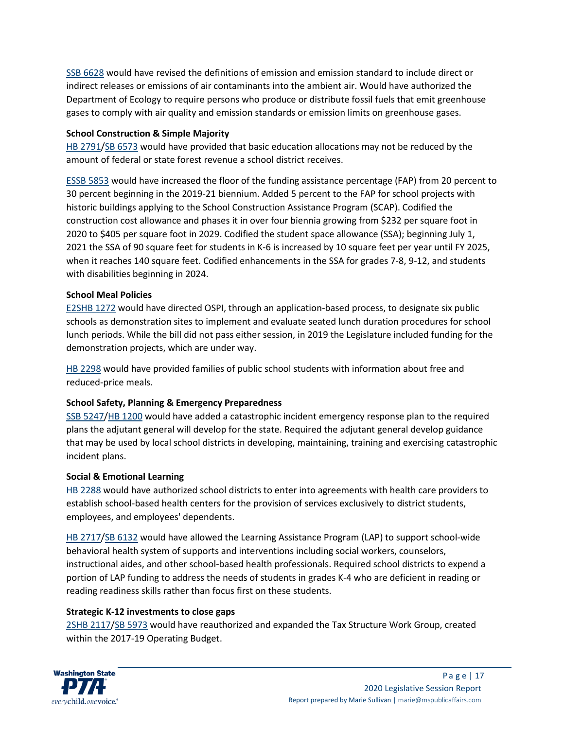SSB 6628 would have revised the definitions of emission and emission standard to include direct or indirect releases or emissions of air contaminants into the ambient air. Would have authorized the Department of Ecology to require persons who produce or distribute fossil fuels that emit greenhouse gases to comply with air quality and emission standards or emission limits on greenhouse gases.

**School Construction & Simple Majority**

HB 2791/SB 6573 would have provided that basic education allocations may not be reduced by the amount of federal or state forest revenue a school district receives.

ESSB 5853 would have increased the floor of the funding assistance percentage (FAP) from 20 percent to 30 percent beginning in the 2019-21 biennium. Added 5 percent to the FAP for school projects with historic buildings applying to the School Construction Assistance Program (SCAP). Codified the construction cost allowance and phases it in over four biennia growing from $232 per square foot in 2020 to $405 per square foot in 2029. Codified the student space allowance (SSA); beginning July 1, 2021 the SSA of 90 square feet for students in K-6 is increased by 10 square feet per year until FY 2025, when it reaches 140 square feet. Codified enhancements in the SSA for grades 7-8, 9-12, and students with disabilities beginning in 2024.

**School Meal Policies**

E2SHB 1272 would have directed OSPI, through an application-based process, to designate six public schools as demonstration sites to implement and evaluate seated lunch duration procedures for school lunch periods. While the bill did not pass either session, in 2019 the Legislature included funding for the demonstration projects, which are under way.

HB 2298 would have provided families of public school students with information about free and reduced-price meals.

**School Safety, Planning & Emergency Preparedness**

SSB 5247/HB 1200 would have added a catastrophic incident emergency response plan to the required plans the adjutant general will develop for the state. Required the adjutant general develop guidance that may be used by local school districts in developing, maintaining, training and exercising catastrophic incident plans.

**Social & Emotional Learning**

HB 2288 would have authorized school districts to enter into agreements with health care providers to establish school-based health centers for the provision of services exclusively to district students, employees, and employees' dependents.

HB 2717/SB 6132 would have allowed the Learning Assistance Program (LAP) to support school-wide behavioral health system of supports and interventions including social workers, counselors, instructional aides, and other school-based health professionals. Required school districts to expend a portion of LAP funding to address the needs of students in grades K-4 who are deficient in reading or reading readiness skills rather than focus first on these students.

**Strategic K-12 investments to close gaps**

2SHB 2117/SB 5973 would have reauthorized and expanded the Tax Structure Work Group, created within the 2017-19 Operating Budget.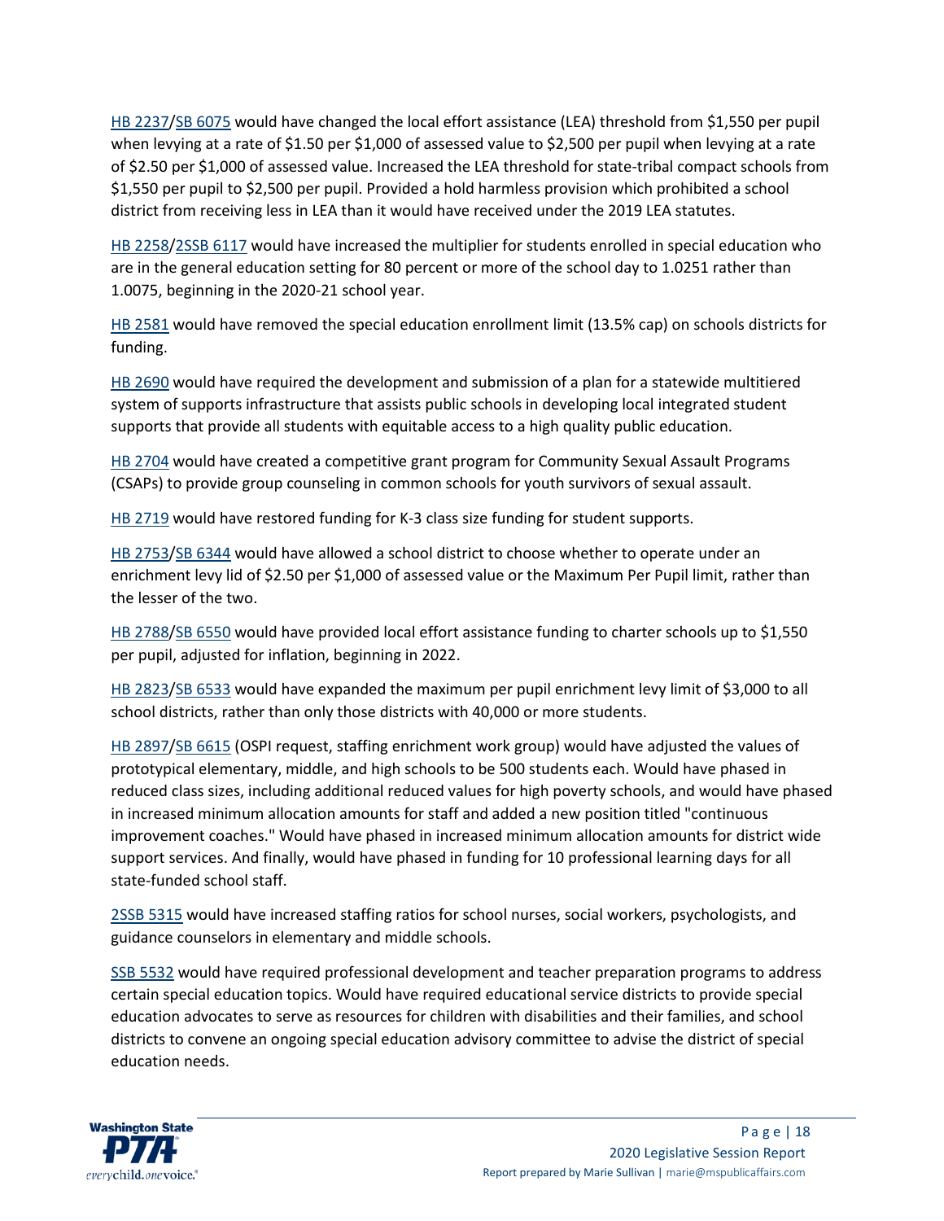HB 2237/SB 6075 would have changed the local effort assistance (LEA) threshold from $1,550 per pupil when levying at a rate of $1.50 per $1,000 of assessed value to $2,500 per pupil when levying at a rate of $2.50 per $1,000 of assessed value. Increased the LEA threshold for state-tribal compact schools from $1,550 per pupil to $2,500 per pupil. Provided a hold harmless provision which prohibited a school district from receiving less in LEA than it would have received under the 2019 LEA statutes.

HB 2258/2SSB 6117 would have increased the multiplier for students enrolled in special education who are in the general education setting for 80 percent or more of the school day to 1.0251 rather than 1.0075, beginning in the 2020-21 school year.

HB 2581 would have removed the special education enrollment limit (13.5% cap) on schools districts for funding.

HB 2690 would have required the development and submission of a plan for a statewide multitiered system of supports infrastructure that assists public schools in developing local integrated student supports that provide all students with equitable access to a high quality public education.

HB 2704 would have created a competitive grant program for Community Sexual Assault Programs (CSAPs) to provide group counseling in common schools for youth survivors of sexual assault.

HB 2719 would have restored funding for K-3 class size funding for student supports.

HB 2753/SB 6344 would have allowed a school district to choose whether to operate under an enrichment levy lid of $2.50 per $1,000 of assessed value or the Maximum Per Pupil limit, rather than the lesser of the two.

HB 2788/SB 6550 would have provided local effort assistance funding to charter schools up to $1,550 per pupil, adjusted for inflation, beginning in 2022.

HB 2823/SB 6533 would have expanded the maximum per pupil enrichment levy limit of $3,000 to all school districts, rather than only those districts with 40,000 or more students.

HB 2897/SB 6615 (OSPI request, staffing enrichment work group) would have adjusted the values of prototypical elementary, middle, and high schools to be 500 students each. Would have phased in reduced class sizes, including additional reduced values for high poverty schools, and would have phased in increased minimum allocation amounts for staff and added a new position titled "continuous improvement coaches." Would have phased in increased minimum allocation amounts for district wide support services. And finally, would have phased in funding for 10 professional learning days for all state-funded school staff.

2SSB 5315 would have increased staffing ratios for school nurses, social workers, psychologists, and guidance counselors in elementary and middle schools.

SSB 5532 would have required professional development and teacher preparation programs to address certain special education topics. Would have required educational service districts to provide special education advocates to serve as resources for children with disabilities and their families, and school districts to convene an ongoing special education advisory committee to advise the district of special education needs.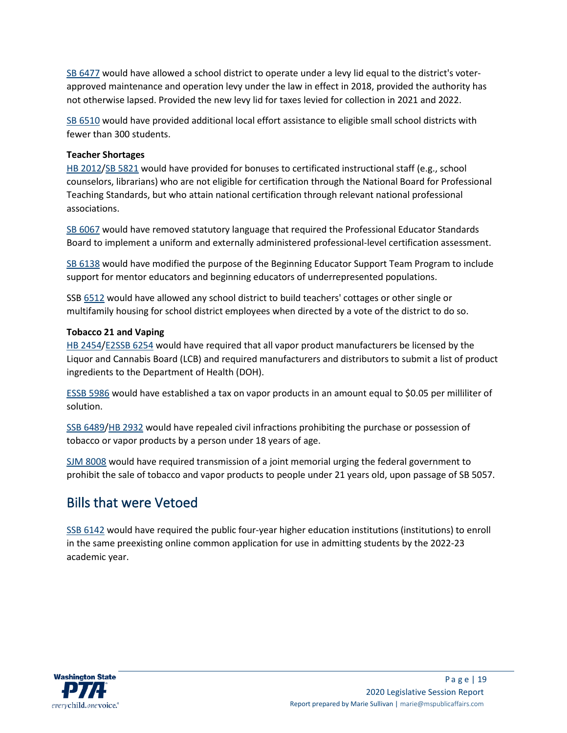SB 6477 would have allowed a school district to operate under a levy lid equal to the district's voter-approved maintenance and operation levy under the law in effect in 2018, provided the authority has not otherwise lapsed. Provided the new levy lid for taxes levied for collection in 2021 and 2022.

SB 6510 would have provided additional local effort assistance to eligible small school districts with fewer than 300 students.

**Teacher Shortages**

HB 2012/SB 5821 would have provided for bonuses to certificated instructional staff (e.g., school counselors, librarians) who are not eligible for certification through the National Board for Professional Teaching Standards, but who attain national certification through relevant national professional associations.

SB 6067 would have removed statutory language that required the Professional Educator Standards Board to implement a uniform and externally administered professional-level certification assessment.

SB 6138 would have modified the purpose of the Beginning Educator Support Team Program to include support for mentor educators and beginning educators of underrepresented populations.

SSB 6512 would have allowed any school district to build teachers' cottages or other single or multifamily housing for school district employees when directed by a vote of the district to do so.

**Tobacco 21 and Vaping**

HB 2454/E2SSB 6254 would have required that all vapor product manufacturers be licensed by the Liquor and Cannabis Board (LCB) and required manufacturers and distributors to submit a list of product ingredients to the Department of Health (DOH).

ESSB 5986 would have established a tax on vapor products in an amount equal to $0.05 per milliliter of solution.

SSB 6489/HB 2932 would have repealed civil infractions prohibiting the purchase or possession of tobacco or vapor products by a person under 18 years of age.

SJM 8008 would have required transmission of a joint memorial urging the federal government to prohibit the sale of tobacco and vapor products to people under 21 years old, upon passage of SB 5057.

## Bills that were Vetoed

SSB 6142 would have required the public four-year higher education institutions (institutions) to enroll in the same preexisting online common application for use in admitting students by the 2022-23 academic year.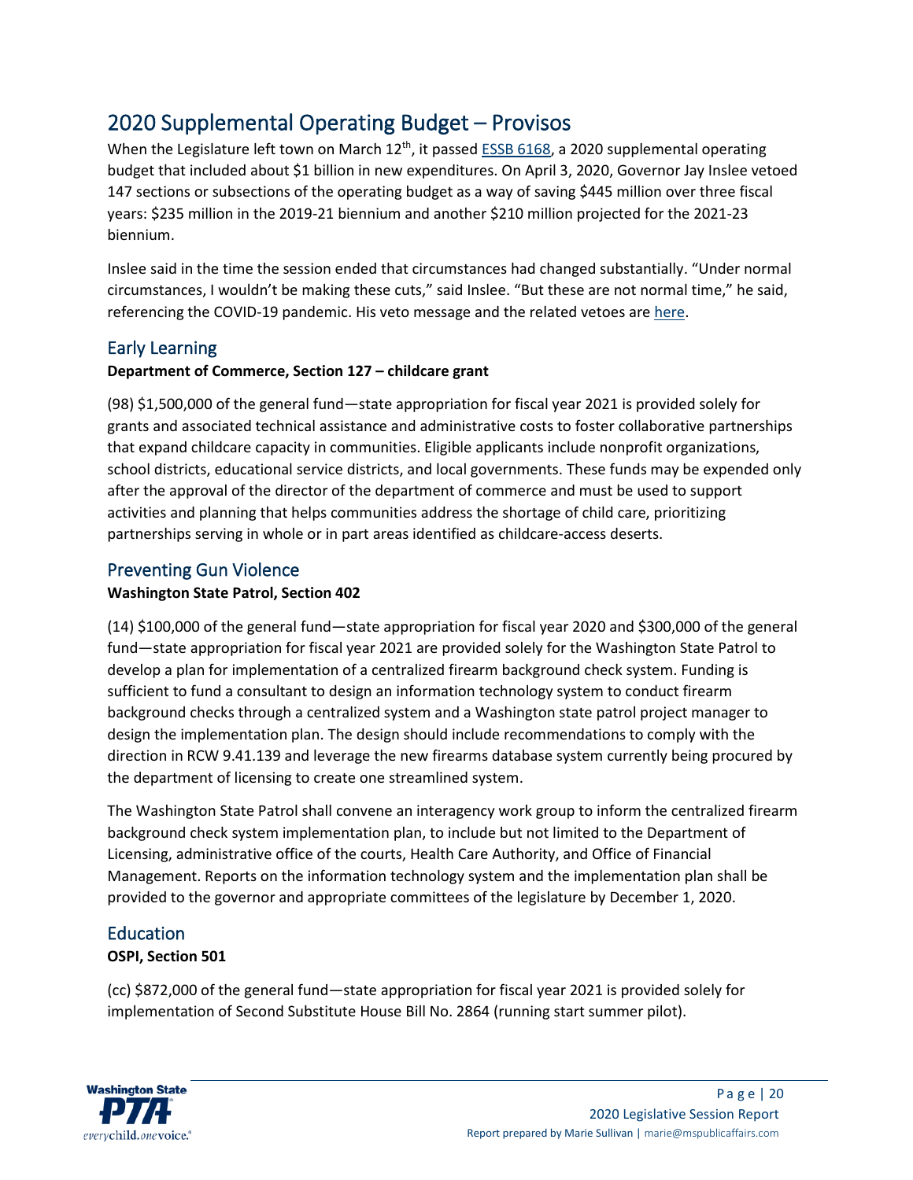# 2020 Supplemental Operating Budget – Provisos

When the Legislature left town on March 12th, it passed [ESSB 6168](), a 2020 supplemental operating budget that included about $1 billion in new expenditures. On April 3, 2020, Governor Jay Inslee vetoed 147 sections or subsections of the operating budget as a way of saving $445 million over three fiscal years: $235 million in the 2019-21 biennium and another $210 million projected for the 2021-23 biennium.

Inslee said in the time the session ended that circumstances had changed substantially. "Under normal circumstances, I wouldn't be making these cuts," said Inslee. "But these are not normal time," he said, referencing the COVID-19 pandemic. His veto message and the related vetoes are [here]().

## Early Learning

**Department of Commerce, Section 127 – childcare grant**

(98) $1,500,000 of the general fund—state appropriation for fiscal year 2021 is provided solely for grants and associated technical assistance and administrative costs to foster collaborative partnerships that expand childcare capacity in communities. Eligible applicants include nonprofit organizations, school districts, educational service districts, and local governments. These funds may be expended only after the approval of the director of the department of commerce and must be used to support activities and planning that helps communities address the shortage of child care, prioritizing partnerships serving in whole or in part areas identified as childcare-access deserts.

## Preventing Gun Violence

**Washington State Patrol, Section 402**

(14) $100,000 of the general fund—state appropriation for fiscal year 2020 and $300,000 of the general fund—state appropriation for fiscal year 2021 are provided solely for the Washington State Patrol to develop a plan for implementation of a centralized firearm background check system. Funding is sufficient to fund a consultant to design an information technology system to conduct firearm background checks through a centralized system and a Washington state patrol project manager to design the implementation plan. The design should include recommendations to comply with the direction in RCW 9.41.139 and leverage the new firearms database system currently being procured by the department of licensing to create one streamlined system.

The Washington State Patrol shall convene an interagency work group to inform the centralized firearm background check system implementation plan, to include but not limited to the Department of Licensing, administrative office of the courts, Health Care Authority, and Office of Financial Management. Reports on the information technology system and the implementation plan shall be provided to the governor and appropriate committees of the legislature by December 1, 2020.

## Education

**OSPI, Section 501**

(cc) $872,000 of the general fund—state appropriation for fiscal year 2021 is provided solely for implementation of Second Substitute House Bill No. 2864 (running start summer pilot).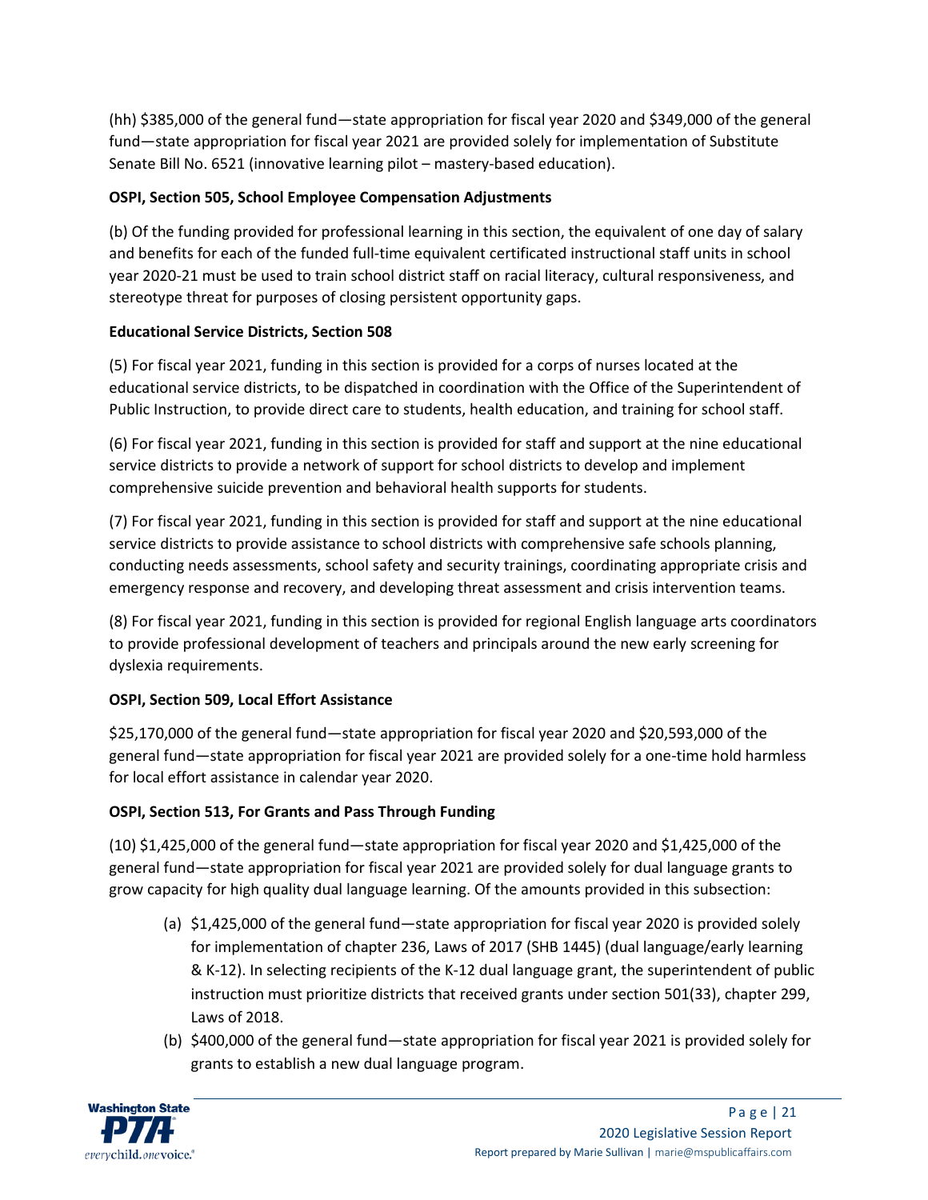(hh) $385,000 of the general fund—state appropriation for fiscal year 2020 and $349,000 of the general fund—state appropriation for fiscal year 2021 are provided solely for implementation of Substitute Senate Bill No. 6521 (innovative learning pilot – mastery-based education).

**OSPI, Section 505, School Employee Compensation Adjustments**

(b) Of the funding provided for professional learning in this section, the equivalent of one day of salary and benefits for each of the funded full-time equivalent certificated instructional staff units in school year 2020-21 must be used to train school district staff on racial literacy, cultural responsiveness, and stereotype threat for purposes of closing persistent opportunity gaps.

**Educational Service Districts, Section 508**

(5) For fiscal year 2021, funding in this section is provided for a corps of nurses located at the educational service districts, to be dispatched in coordination with the Office of the Superintendent of Public Instruction, to provide direct care to students, health education, and training for school staff.

(6) For fiscal year 2021, funding in this section is provided for staff and support at the nine educational service districts to provide a network of support for school districts to develop and implement comprehensive suicide prevention and behavioral health supports for students.

(7) For fiscal year 2021, funding in this section is provided for staff and support at the nine educational service districts to provide assistance to school districts with comprehensive safe schools planning, conducting needs assessments, school safety and security trainings, coordinating appropriate crisis and emergency response and recovery, and developing threat assessment and crisis intervention teams.

(8) For fiscal year 2021, funding in this section is provided for regional English language arts coordinators to provide professional development of teachers and principals around the new early screening for dyslexia requirements.

**OSPI, Section 509, Local Effort Assistance**

$25,170,000 of the general fund—state appropriation for fiscal year 2020 and $20,593,000 of the general fund—state appropriation for fiscal year 2021 are provided solely for a one-time hold harmless for local effort assistance in calendar year 2020.

**OSPI, Section 513, For Grants and Pass Through Funding**

(10) $1,425,000 of the general fund—state appropriation for fiscal year 2020 and $1,425,000 of the general fund—state appropriation for fiscal year 2021 are provided solely for dual language grants to grow capacity for high quality dual language learning. Of the amounts provided in this subsection:

(a) $1,425,000 of the general fund—state appropriation for fiscal year 2020 is provided solely for implementation of chapter 236, Laws of 2017 (SHB 1445) (dual language/early learning & K-12). In selecting recipients of the K-12 dual language grant, the superintendent of public instruction must prioritize districts that received grants under section 501(33), chapter 299, Laws of 2018.

(b) $400,000 of the general fund—state appropriation for fiscal year 2021 is provided solely for grants to establish a new dual language program.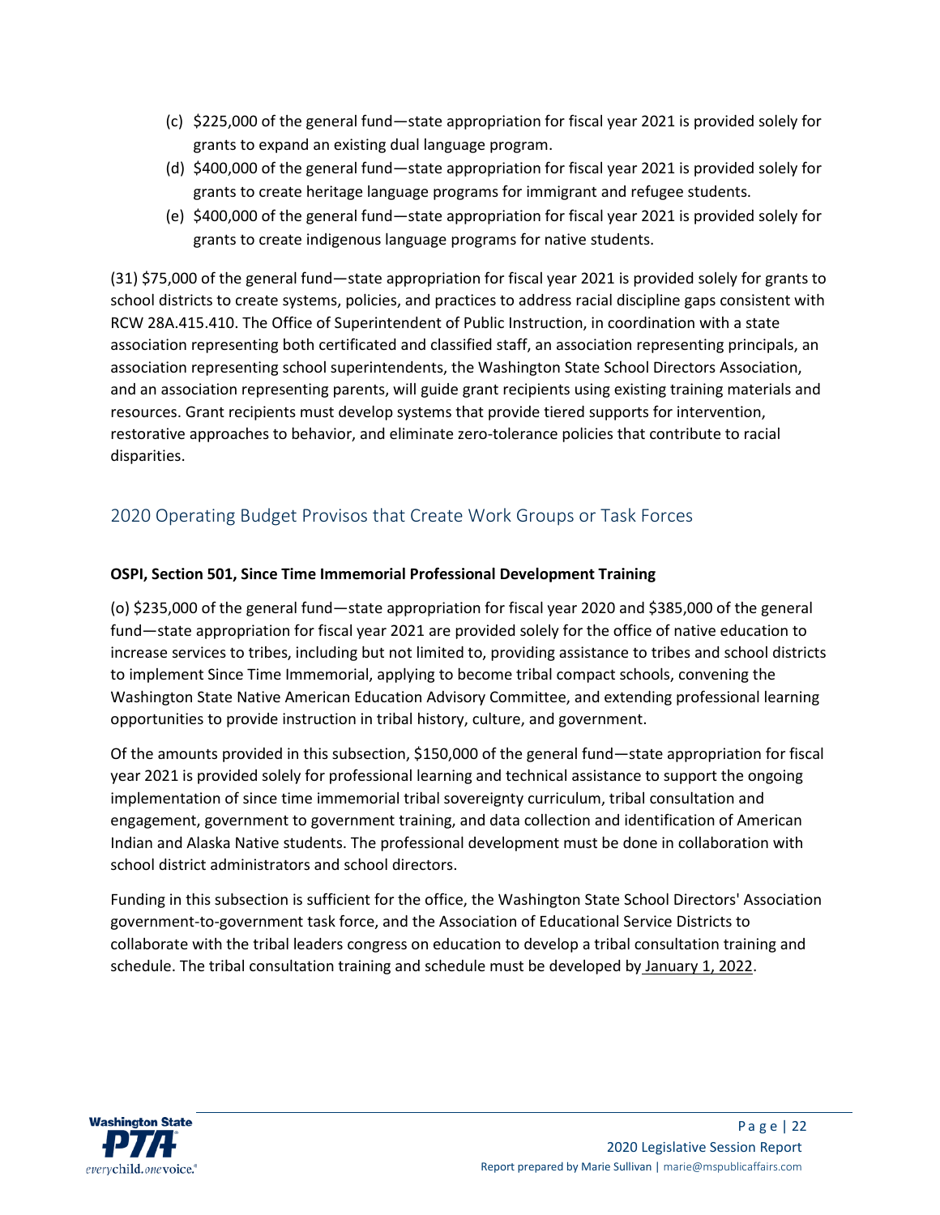(c) $225,000 of the general fund—state appropriation for fiscal year 2021 is provided solely for grants to expand an existing dual language program.

(d) $400,000 of the general fund—state appropriation for fiscal year 2021 is provided solely for grants to create heritage language programs for immigrant and refugee students.

(e) $400,000 of the general fund—state appropriation for fiscal year 2021 is provided solely for grants to create indigenous language programs for native students.

(31) $75,000 of the general fund—state appropriation for fiscal year 2021 is provided solely for grants to school districts to create systems, policies, and practices to address racial discipline gaps consistent with RCW 28A.415.410. The Office of Superintendent of Public Instruction, in coordination with a state association representing both certificated and classified staff, an association representing principals, an association representing school superintendents, the Washington State School Directors Association, and an association representing parents, will guide grant recipients using existing training materials and resources. Grant recipients must develop systems that provide tiered supports for intervention, restorative approaches to behavior, and eliminate zero-tolerance policies that contribute to racial disparities.

## 2020 Operating Budget Provisos that Create Work Groups or Task Forces

**OSPI, Section 501, Since Time Immemorial Professional Development Training**

(o) $235,000 of the general fund—state appropriation for fiscal year 2020 and $385,000 of the general fund—state appropriation for fiscal year 2021 are provided solely for the office of native education to increase services to tribes, including but not limited to, providing assistance to tribes and school districts to implement Since Time Immemorial, applying to become tribal compact schools, convening the Washington State Native American Education Advisory Committee, and extending professional learning opportunities to provide instruction in tribal history, culture, and government.

Of the amounts provided in this subsection, $150,000 of the general fund—state appropriation for fiscal year 2021 is provided solely for professional learning and technical assistance to support the ongoing implementation of since time immemorial tribal sovereignty curriculum, tribal consultation and engagement, government to government training, and data collection and identification of American Indian and Alaska Native students. The professional development must be done in collaboration with school district administrators and school directors.

Funding in this subsection is sufficient for the office, the Washington State School Directors' Association government-to-government task force, and the Association of Educational Service Districts to collaborate with the tribal leaders congress on education to develop a tribal consultation training and schedule. The tribal consultation training and schedule must be developed by January 1, 2022.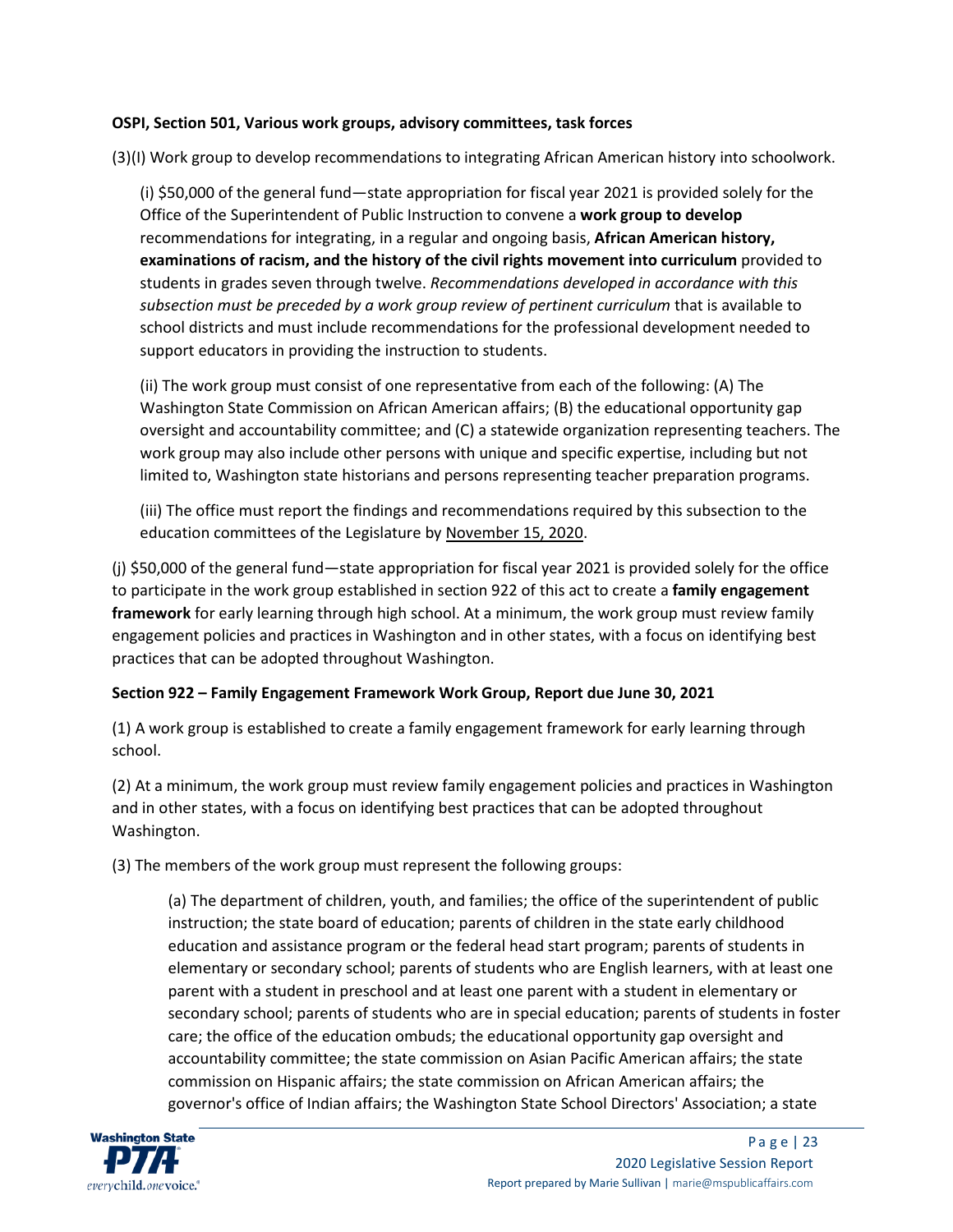**OSPI, Section 501, Various work groups, advisory committees, task forces**

(3)(I) Work group to develop recommendations to integrating African American history into schoolwork.

> (i) $50,000 of the general fund—state appropriation for fiscal year 2021 is provided solely for the Office of the Superintendent of Public Instruction to convene a **work group to develop** recommendations for integrating, in a regular and ongoing basis, **African American history, examinations of racism, and the history of the civil rights movement into curriculum** provided to students in grades seven through twelve. *Recommendations developed in accordance with this subsection must be preceded by a work group review of pertinent curriculum* that is available to school districts and must include recommendations for the professional development needed to support educators in providing the instruction to students.
>
> (ii) The work group must consist of one representative from each of the following: (A) The Washington State Commission on African American affairs; (B) the educational opportunity gap oversight and accountability committee; and (C) a statewide organization representing teachers. The work group may also include other persons with unique and specific expertise, including but not limited to, Washington state historians and persons representing teacher preparation programs.
>
> (iii) The office must report the findings and recommendations required by this subsection to the education committees of the Legislature by November 15, 2020.

(j) $50,000 of the general fund—state appropriation for fiscal year 2021 is provided solely for the office to participate in the work group established in section 922 of this act to create a **family engagement framework** for early learning through high school. At a minimum, the work group must review family engagement policies and practices in Washington and in other states, with a focus on identifying best practices that can be adopted throughout Washington.

**Section 922 – Family Engagement Framework Work Group, Report due June 30, 2021**

(1) A work group is established to create a family engagement framework for early learning through school.

(2) At a minimum, the work group must review family engagement policies and practices in Washington and in other states, with a focus on identifying best practices that can be adopted throughout Washington.

(3) The members of the work group must represent the following groups:

> (a) The department of children, youth, and families; the office of the superintendent of public instruction; the state board of education; parents of children in the state early childhood education and assistance program or the federal head start program; parents of students in elementary or secondary school; parents of students who are English learners, with at least one parent with a student in preschool and at least one parent with a student in elementary or secondary school; parents of students who are in special education; parents of students in foster care; the office of the education ombuds; the educational opportunity gap oversight and accountability committee; the state commission on Asian Pacific American affairs; the state commission on Hispanic affairs; the state commission on African American affairs; the governor's office of Indian affairs; the Washington State School Directors' Association; a state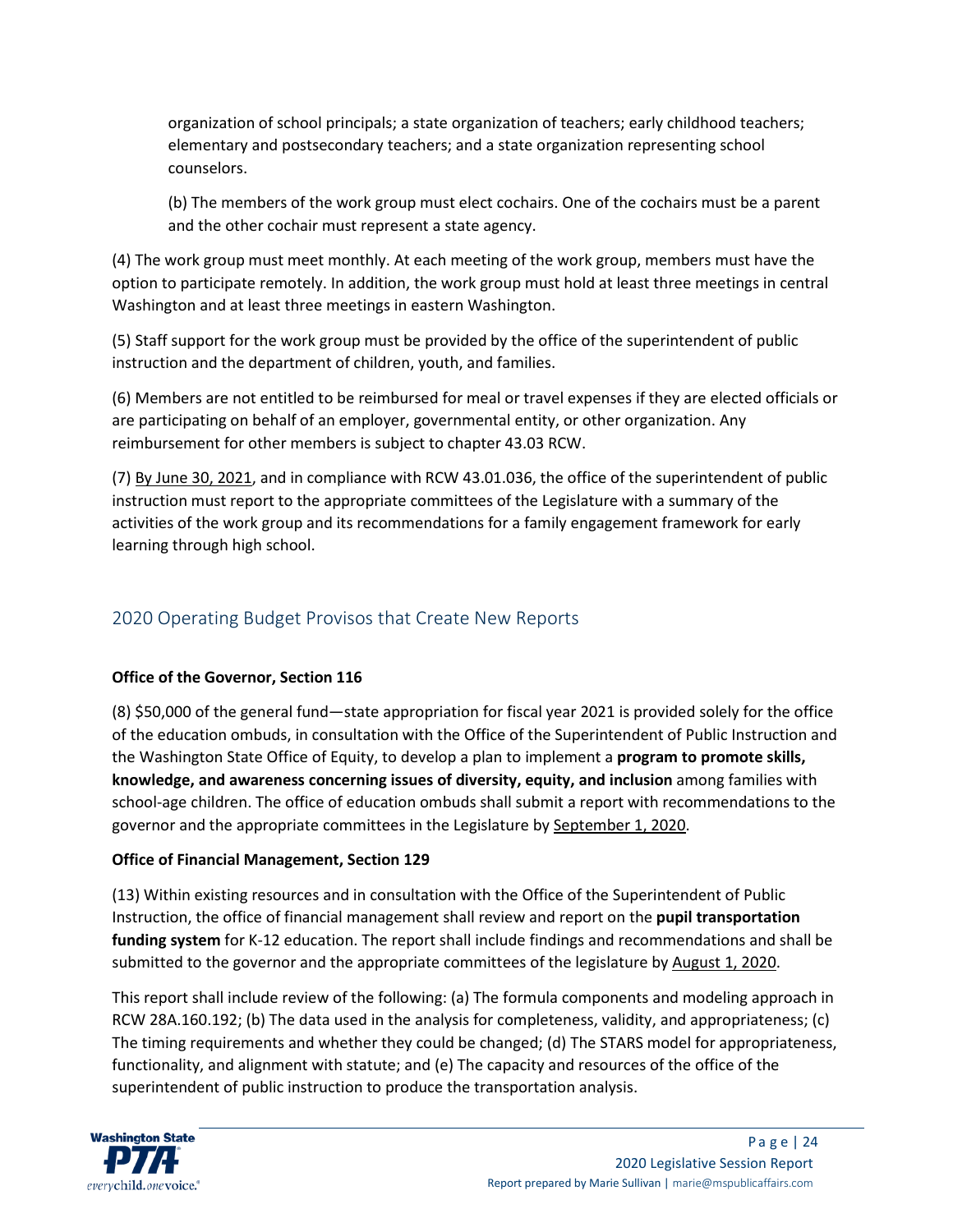organization of school principals; a state organization of teachers; early childhood teachers; elementary and postsecondary teachers; and a state organization representing school counselors.

(b) The members of the work group must elect cochairs. One of the cochairs must be a parent and the other cochair must represent a state agency.

(4) The work group must meet monthly. At each meeting of the work group, members must have the option to participate remotely. In addition, the work group must hold at least three meetings in central Washington and at least three meetings in eastern Washington.

(5) Staff support for the work group must be provided by the office of the superintendent of public instruction and the department of children, youth, and families.

(6) Members are not entitled to be reimbursed for meal or travel expenses if they are elected officials or are participating on behalf of an employer, governmental entity, or other organization. Any reimbursement for other members is subject to chapter 43.03 RCW.

(7) By June 30, 2021, and in compliance with RCW 43.01.036, the office of the superintendent of public instruction must report to the appropriate committees of the Legislature with a summary of the activities of the work group and its recommendations for a family engagement framework for early learning through high school.

## 2020 Operating Budget Provisos that Create New Reports

**Office of the Governor, Section 116**

(8) $50,000 of the general fund—state appropriation for fiscal year 2021 is provided solely for the office of the education ombuds, in consultation with the Office of the Superintendent of Public Instruction and the Washington State Office of Equity, to develop a plan to implement a **program to promote skills, knowledge, and awareness concerning issues of diversity, equity, and inclusion** among families with school-age children. The office of education ombuds shall submit a report with recommendations to the governor and the appropriate committees in the Legislature by September 1, 2020.

**Office of Financial Management, Section 129**

(13) Within existing resources and in consultation with the Office of the Superintendent of Public Instruction, the office of financial management shall review and report on the **pupil transportation funding system** for K-12 education. The report shall include findings and recommendations and shall be submitted to the governor and the appropriate committees of the legislature by August 1, 2020.

This report shall include review of the following: (a) The formula components and modeling approach in RCW 28A.160.192; (b) The data used in the analysis for completeness, validity, and appropriateness; (c) The timing requirements and whether they could be changed; (d) The STARS model for appropriateness, functionality, and alignment with statute; and (e) The capacity and resources of the office of the superintendent of public instruction to produce the transportation analysis.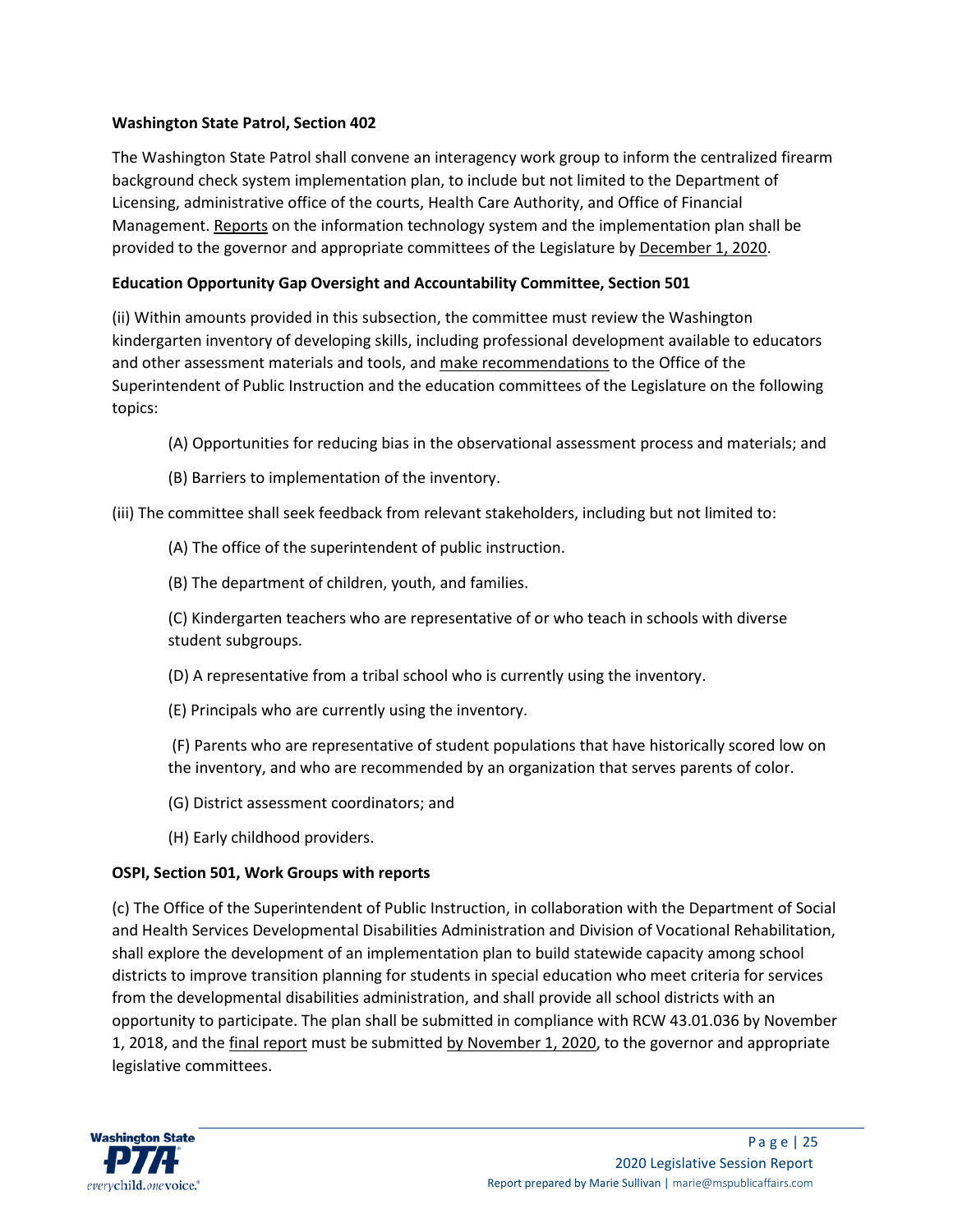**Washington State Patrol, Section 402**

The Washington State Patrol shall convene an interagency work group to inform the centralized firearm background check system implementation plan, to include but not limited to the Department of Licensing, administrative office of the courts, Health Care Authority, and Office of Financial Management. Reports on the information technology system and the implementation plan shall be provided to the governor and appropriate committees of the Legislature by December 1, 2020.

**Education Opportunity Gap Oversight and Accountability Committee, Section 501**

(ii) Within amounts provided in this subsection, the committee must review the Washington kindergarten inventory of developing skills, including professional development available to educators and other assessment materials and tools, and make recommendations to the Office of the Superintendent of Public Instruction and the education committees of the Legislature on the following topics:

(A) Opportunities for reducing bias in the observational assessment process and materials; and

(B) Barriers to implementation of the inventory.

(iii) The committee shall seek feedback from relevant stakeholders, including but not limited to:

(A) The office of the superintendent of public instruction.

(B) The department of children, youth, and families.

(C) Kindergarten teachers who are representative of or who teach in schools with diverse student subgroups.

(D) A representative from a tribal school who is currently using the inventory.

(E) Principals who are currently using the inventory.

(F) Parents who are representative of student populations that have historically scored low on the inventory, and who are recommended by an organization that serves parents of color.

(G) District assessment coordinators; and

(H) Early childhood providers.

**OSPI, Section 501, Work Groups with reports**

(c) The Office of the Superintendent of Public Instruction, in collaboration with the Department of Social and Health Services Developmental Disabilities Administration and Division of Vocational Rehabilitation, shall explore the development of an implementation plan to build statewide capacity among school districts to improve transition planning for students in special education who meet criteria for services from the developmental disabilities administration, and shall provide all school districts with an opportunity to participate. The plan shall be submitted in compliance with RCW 43.01.036 by November 1, 2018, and the final report must be submitted by November 1, 2020, to the governor and appropriate legislative committees.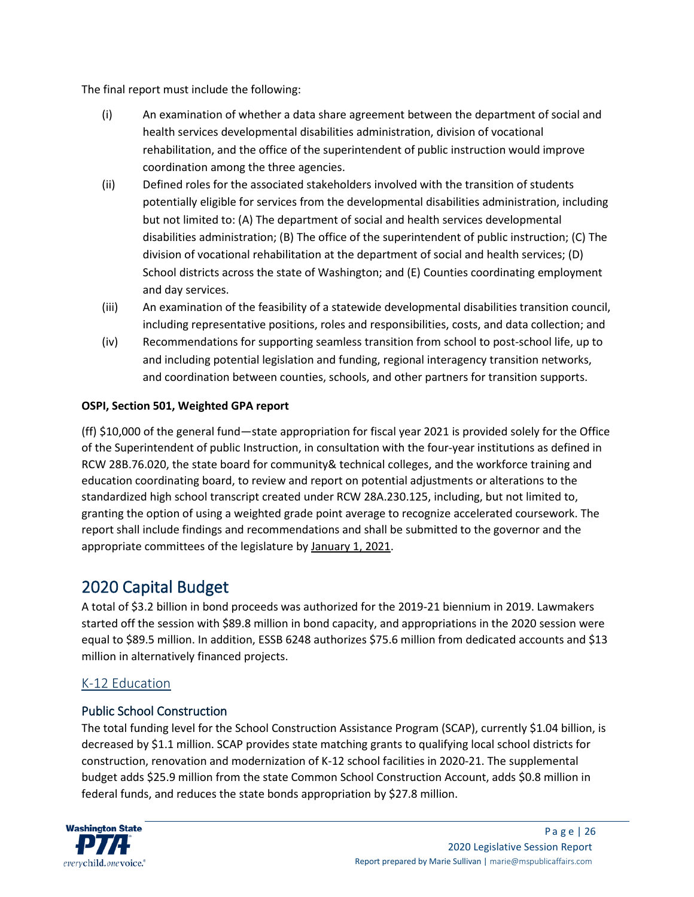The final report must include the following:

(i) An examination of whether a data share agreement between the department of social and health services developmental disabilities administration, division of vocational rehabilitation, and the office of the superintendent of public instruction would improve coordination among the three agencies.

(ii) Defined roles for the associated stakeholders involved with the transition of students potentially eligible for services from the developmental disabilities administration, including but not limited to: (A) The department of social and health services developmental disabilities administration; (B) The office of the superintendent of public instruction; (C) The division of vocational rehabilitation at the department of social and health services; (D) School districts across the state of Washington; and (E) Counties coordinating employment and day services.

(iii) An examination of the feasibility of a statewide developmental disabilities transition council, including representative positions, roles and responsibilities, costs, and data collection; and

(iv) Recommendations for supporting seamless transition from school to post-school life, up to and including potential legislation and funding, regional interagency transition networks, and coordination between counties, schools, and other partners for transition supports.

**OSPI, Section 501, Weighted GPA report**

(ff) $10,000 of the general fund—state appropriation for fiscal year 2021 is provided solely for the Office of the Superintendent of public Instruction, in consultation with the four-year institutions as defined in RCW 28B.76.020, the state board for community& technical colleges, and the workforce training and education coordinating board, to review and report on potential adjustments or alterations to the standardized high school transcript created under RCW 28A.230.125, including, but not limited to, granting the option of using a weighted grade point average to recognize accelerated coursework. The report shall include findings and recommendations and shall be submitted to the governor and the appropriate committees of the legislature by January 1, 2021.

# 2020 Capital Budget

A total of $3.2 billion in bond proceeds was authorized for the 2019-21 biennium in 2019. Lawmakers started off the session with $89.8 million in bond capacity, and appropriations in the 2020 session were equal to $89.5 million. In addition, ESSB 6248 authorizes $75.6 million from dedicated accounts and $13 million in alternatively financed projects.

## K-12 Education

### Public School Construction

The total funding level for the School Construction Assistance Program (SCAP), currently $1.04 billion, is decreased by $1.1 million. SCAP provides state matching grants to qualifying local school districts for construction, renovation and modernization of K-12 school facilities in 2020-21. The supplemental budget adds $25.9 million from the state Common School Construction Account, adds $0.8 million in federal funds, and reduces the state bonds appropriation by $27.8 million.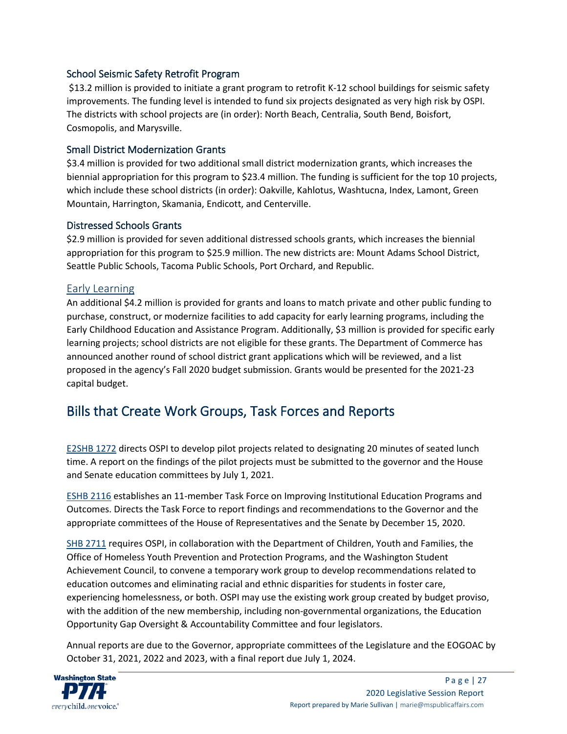### School Seismic Safety Retrofit Program

$13.2 million is provided to initiate a grant program to retrofit K-12 school buildings for seismic safety improvements. The funding level is intended to fund six projects designated as very high risk by OSPI. The districts with school projects are (in order): North Beach, Centralia, South Bend, Boisfort, Cosmopolis, and Marysville.

### Small District Modernization Grants

$3.4 million is provided for two additional small district modernization grants, which increases the biennial appropriation for this program to $23.4 million. The funding is sufficient for the top 10 projects, which include these school districts (in order): Oakville, Kahlotus, Washtucna, Index, Lamont, Green Mountain, Harrington, Skamania, Endicott, and Centerville.

### Distressed Schools Grants

$2.9 million is provided for seven additional distressed schools grants, which increases the biennial appropriation for this program to $25.9 million. The new districts are: Mount Adams School District, Seattle Public Schools, Tacoma Public Schools, Port Orchard, and Republic.

### Early Learning

An additional $4.2 million is provided for grants and loans to match private and other public funding to purchase, construct, or modernize facilities to add capacity for early learning programs, including the Early Childhood Education and Assistance Program. Additionally, $3 million is provided for specific early learning projects; school districts are not eligible for these grants. The Department of Commerce has announced another round of school district grant applications which will be reviewed, and a list proposed in the agency's Fall 2020 budget submission. Grants would be presented for the 2021-23 capital budget.

## Bills that Create Work Groups, Task Forces and Reports

E2SHB 1272 directs OSPI to develop pilot projects related to designating 20 minutes of seated lunch time. A report on the findings of the pilot projects must be submitted to the governor and the House and Senate education committees by July 1, 2021.

ESHB 2116 establishes an 11-member Task Force on Improving Institutional Education Programs and Outcomes. Directs the Task Force to report findings and recommendations to the Governor and the appropriate committees of the House of Representatives and the Senate by December 15, 2020.

SHB 2711 requires OSPI, in collaboration with the Department of Children, Youth and Families, the Office of Homeless Youth Prevention and Protection Programs, and the Washington Student Achievement Council, to convene a temporary work group to develop recommendations related to education outcomes and eliminating racial and ethnic disparities for students in foster care, experiencing homelessness, or both. OSPI may use the existing work group created by budget proviso, with the addition of the new membership, including non-governmental organizations, the Education Opportunity Gap Oversight & Accountability Committee and four legislators.

Annual reports are due to the Governor, appropriate committees of the Legislature and the EOGOAC by October 31, 2021, 2022 and 2023, with a final report due July 1, 2024.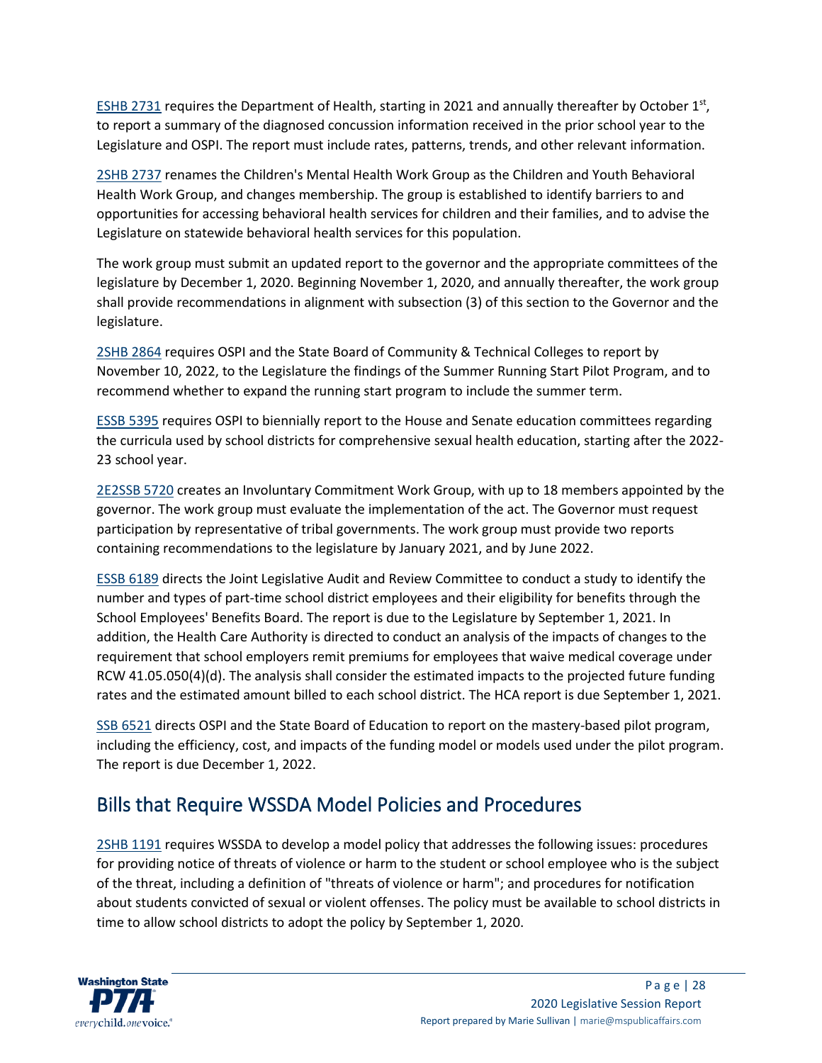ESHB 2731 requires the Department of Health, starting in 2021 and annually thereafter by October 1st, to report a summary of the diagnosed concussion information received in the prior school year to the Legislature and OSPI. The report must include rates, patterns, trends, and other relevant information.

2SHB 2737 renames the Children's Mental Health Work Group as the Children and Youth Behavioral Health Work Group, and changes membership. The group is established to identify barriers to and opportunities for accessing behavioral health services for children and their families, and to advise the Legislature on statewide behavioral health services for this population.

The work group must submit an updated report to the governor and the appropriate committees of the legislature by December 1, 2020. Beginning November 1, 2020, and annually thereafter, the work group shall provide recommendations in alignment with subsection (3) of this section to the Governor and the legislature.

2SHB 2864 requires OSPI and the State Board of Community & Technical Colleges to report by November 10, 2022, to the Legislature the findings of the Summer Running Start Pilot Program, and to recommend whether to expand the running start program to include the summer term.

ESSB 5395 requires OSPI to biennially report to the House and Senate education committees regarding the curricula used by school districts for comprehensive sexual health education, starting after the 2022-23 school year.

2E2SSB 5720 creates an Involuntary Commitment Work Group, with up to 18 members appointed by the governor. The work group must evaluate the implementation of the act. The Governor must request participation by representative of tribal governments. The work group must provide two reports containing recommendations to the legislature by January 2021, and by June 2022.

ESSB 6189 directs the Joint Legislative Audit and Review Committee to conduct a study to identify the number and types of part-time school district employees and their eligibility for benefits through the School Employees' Benefits Board. The report is due to the Legislature by September 1, 2021. In addition, the Health Care Authority is directed to conduct an analysis of the impacts of changes to the requirement that school employers remit premiums for employees that waive medical coverage under RCW 41.05.050(4)(d). The analysis shall consider the estimated impacts to the projected future funding rates and the estimated amount billed to each school district. The HCA report is due September 1, 2021.

SSB 6521 directs OSPI and the State Board of Education to report on the mastery-based pilot program, including the efficiency, cost, and impacts of the funding model or models used under the pilot program. The report is due December 1, 2022.

## Bills that Require WSSDA Model Policies and Procedures

2SHB 1191 requires WSSDA to develop a model policy that addresses the following issues: procedures for providing notice of threats of violence or harm to the student or school employee who is the subject of the threat, including a definition of "threats of violence or harm"; and procedures for notification about students convicted of sexual or violent offenses. The policy must be available to school districts in time to allow school districts to adopt the policy by September 1, 2020.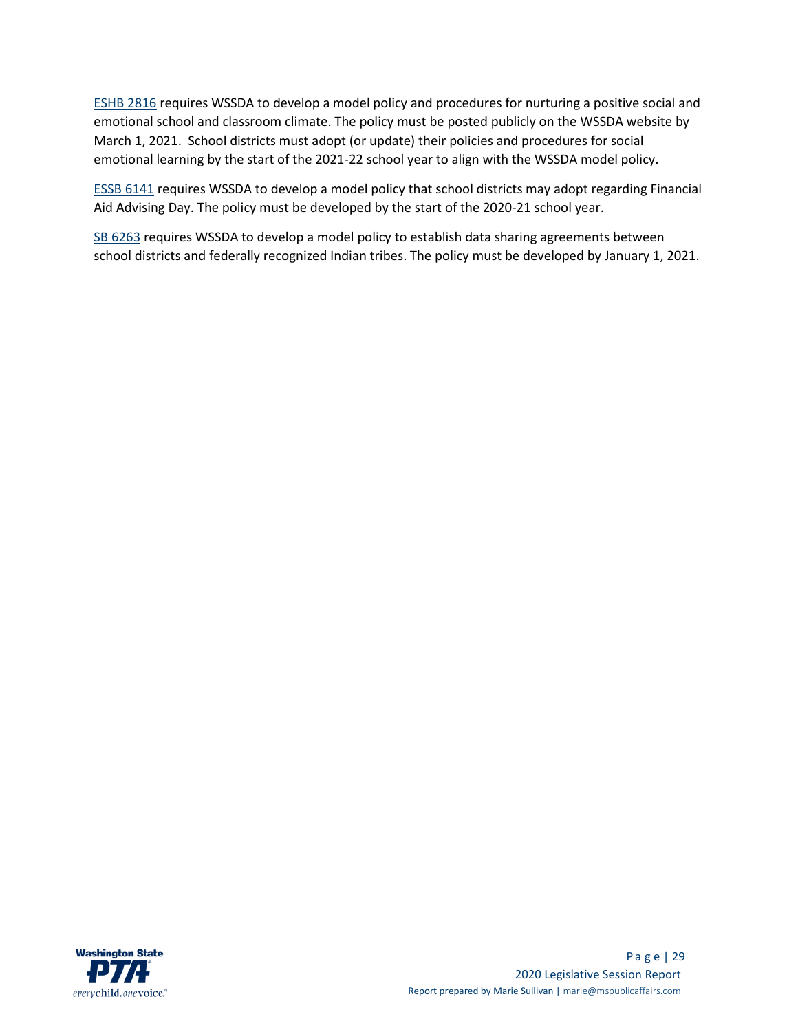ESHB 2816 requires WSSDA to develop a model policy and procedures for nurturing a positive social and emotional school and classroom climate. The policy must be posted publicly on the WSSDA website by March 1, 2021. School districts must adopt (or update) their policies and procedures for social emotional learning by the start of the 2021-22 school year to align with the WSSDA model policy.

ESSB 6141 requires WSSDA to develop a model policy that school districts may adopt regarding Financial Aid Advising Day. The policy must be developed by the start of the 2020-21 school year.

SB 6263 requires WSSDA to develop a model policy to establish data sharing agreements between school districts and federally recognized Indian tribes. The policy must be developed by January 1, 2021.